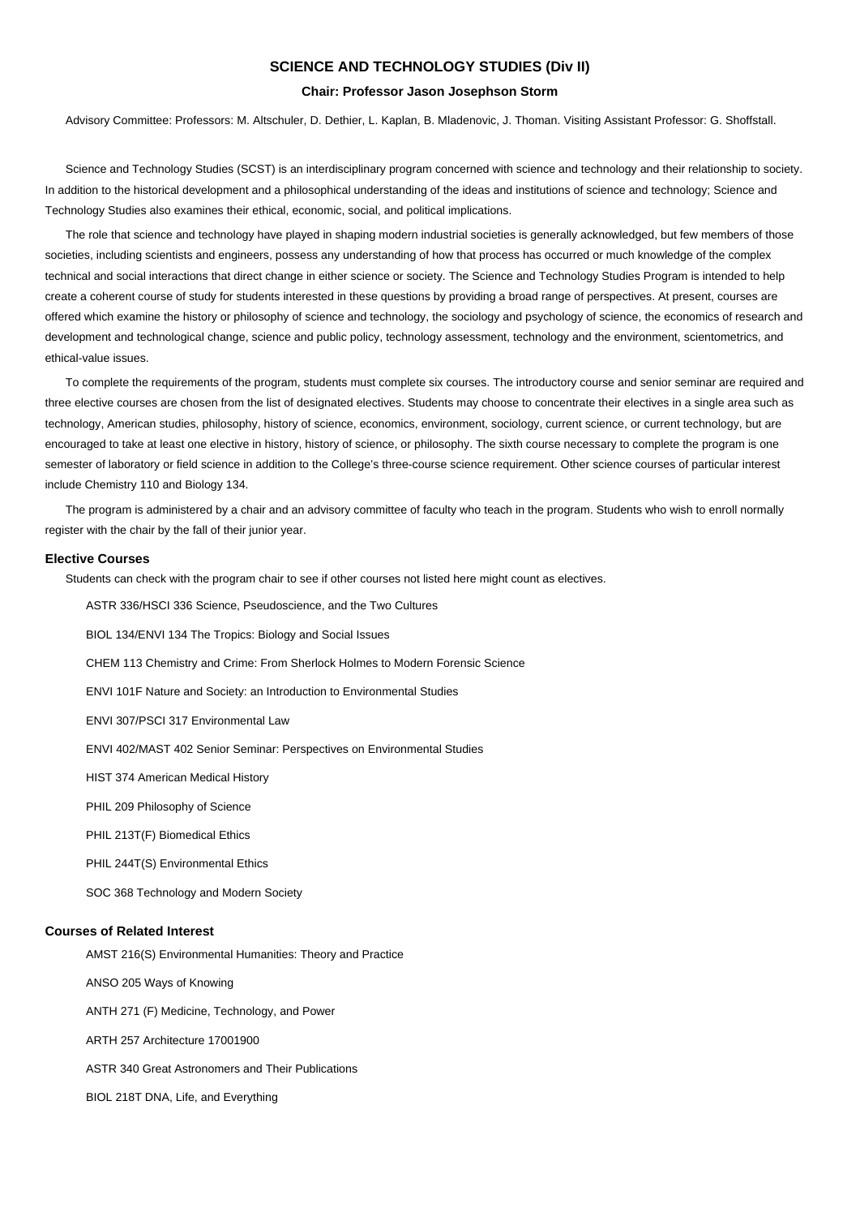# SCIENCE AND TECHNOLOGY STUDIES (Div II)

**Chair: Professor Jason Josephson Storm**

Advisory Committee: Professors: M. Altschuler, D. Dethier, L. Kaplan, B. Mladenovic, J. Thoman. Visiting Assistant Professor: G. Shoffstall.

Science and Technology Studies (SCST) is an interdisciplinary program concerned with science and technology and their relationship to society. In addition to the historical development and a philosophical understanding of the ideas and institutions of science and technology; Science and Technology Studies also examines their ethical, economic, social, and political implications.

The role that science and technology have played in shaping modern industrial societies is generally acknowledged, but few members of those societies, including scientists and engineers, possess any understanding of how that process has occurred or much knowledge of the complex technical and social interactions that direct change in either science or society. The Science and Technology Studies Program is intended to help create a coherent course of study for students interested in these questions by providing a broad range of perspectives. At present, courses are offered which examine the history or philosophy of science and technology, the sociology and psychology of science, the economics of research and development and technological change, science and public policy, technology assessment, technology and the environment, scientometrics, and ethical-value issues.

To complete the requirements of the program, students must complete six courses. The introductory course and senior seminar are required and three elective courses are chosen from the list of designated electives. Students may choose to concentrate their electives in a single area such as technology, American studies, philosophy, history of science, economics, environment, sociology, current science, or current technology, but are encouraged to take at least one elective in history, history of science, or philosophy. The sixth course necessary to complete the program is one semester of laboratory or field science in addition to the College's three-course science requirement. Other science courses of particular interest include Chemistry 110 and Biology 134.

The program is administered by a chair and an advisory committee of faculty who teach in the program. Students who wish to enroll normally register with the chair by the fall of their junior year.

### Elective Courses

Students can check with the program chair to see if other courses not listed here might count as electives.

ASTR 336/HSCI 336 Science, Pseudoscience, and the Two Cultures

BIOL 134/ENVI 134 The Tropics: Biology and Social Issues

CHEM 113 Chemistry and Crime: From Sherlock Holmes to Modern Forensic Science

ENVI 101F Nature and Society: an Introduction to Environmental Studies

ENVI 307/PSCI 317 Environmental Law

ENVI 402/MAST 402 Senior Seminar: Perspectives on Environmental Studies

HIST 374 American Medical History

PHIL 209 Philosophy of Science

PHIL 213T(F) Biomedical Ethics

PHIL 244T(S) Environmental Ethics

SOC 368 Technology and Modern Society

### Courses of Related Interest

AMST 216(S) Environmental Humanities: Theory and Practice

ANSO 205 Ways of Knowing

ANTH 271 (F) Medicine, Technology, and Power

ARTH 257 Architecture 17001900

ASTR 340 Great Astronomers and Their Publications

BIOL 218T DNA, Life, and Everything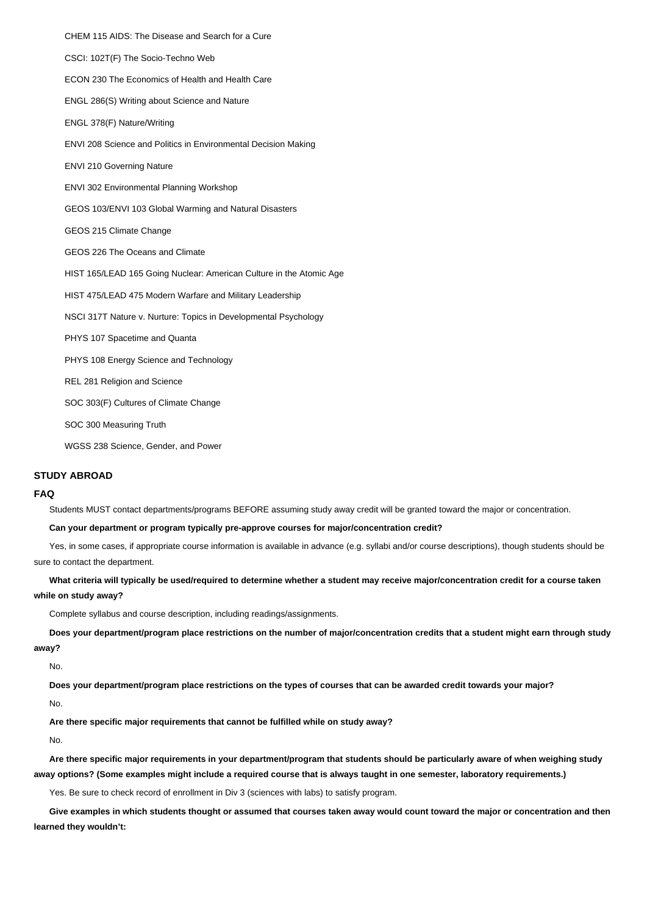CHEM 115 AIDS: The Disease and Search for a Cure

CSCI: 102T(F) The Socio-Techno Web

ECON 230 The Economics of Health and Health Care

ENGL 286(S) Writing about Science and Nature

ENGL 378(F) Nature/Writing

ENVI 208 Science and Politics in Environmental Decision Making

ENVI 210 Governing Nature

ENVI 302 Environmental Planning Workshop

GEOS 103/ENVI 103 Global Warming and Natural Disasters

GEOS 215 Climate Change

GEOS 226 The Oceans and Climate

HIST 165/LEAD 165 Going Nuclear: American Culture in the Atomic Age

HIST 475/LEAD 475 Modern Warfare and Military Leadership

NSCI 317T Nature v. Nurture: Topics in Developmental Psychology

PHYS 107 Spacetime and Quanta

PHYS 108 Energy Science and Technology

REL 281 Religion and Science

SOC 303(F) Cultures of Climate Change

SOC 300 Measuring Truth

WGSS 238 Science, Gender, and Power

## STUDY ABROAD

### FAQ

Students MUST contact departments/programs BEFORE assuming study away credit will be granted toward the major or concentration.

**Can your department or program typically pre-approve courses for major/concentration credit?**

Yes, in some cases, if appropriate course information is available in advance (e.g. syllabi and/or course descriptions), though students should be sure to contact the department.

**What criteria will typically be used/required to determine whether a student may receive major/concentration credit for a course taken while on study away?**

Complete syllabus and course description, including readings/assignments.

**Does your department/program place restrictions on the number of major/concentration credits that a student might earn through study away?**

No.

**Does your department/program place restrictions on the types of courses that can be awarded credit towards your major?**

No.

**Are there specific major requirements that cannot be fulfilled while on study away?**

No.

**Are there specific major requirements in your department/program that students should be particularly aware of when weighing study away options? (Some examples might include a required course that is always taught in one semester, laboratory requirements.)**

Yes. Be sure to check record of enrollment in Div 3 (sciences with labs) to satisfy program.

**Give examples in which students thought or assumed that courses taken away would count toward the major or concentration and then learned they wouldn't:**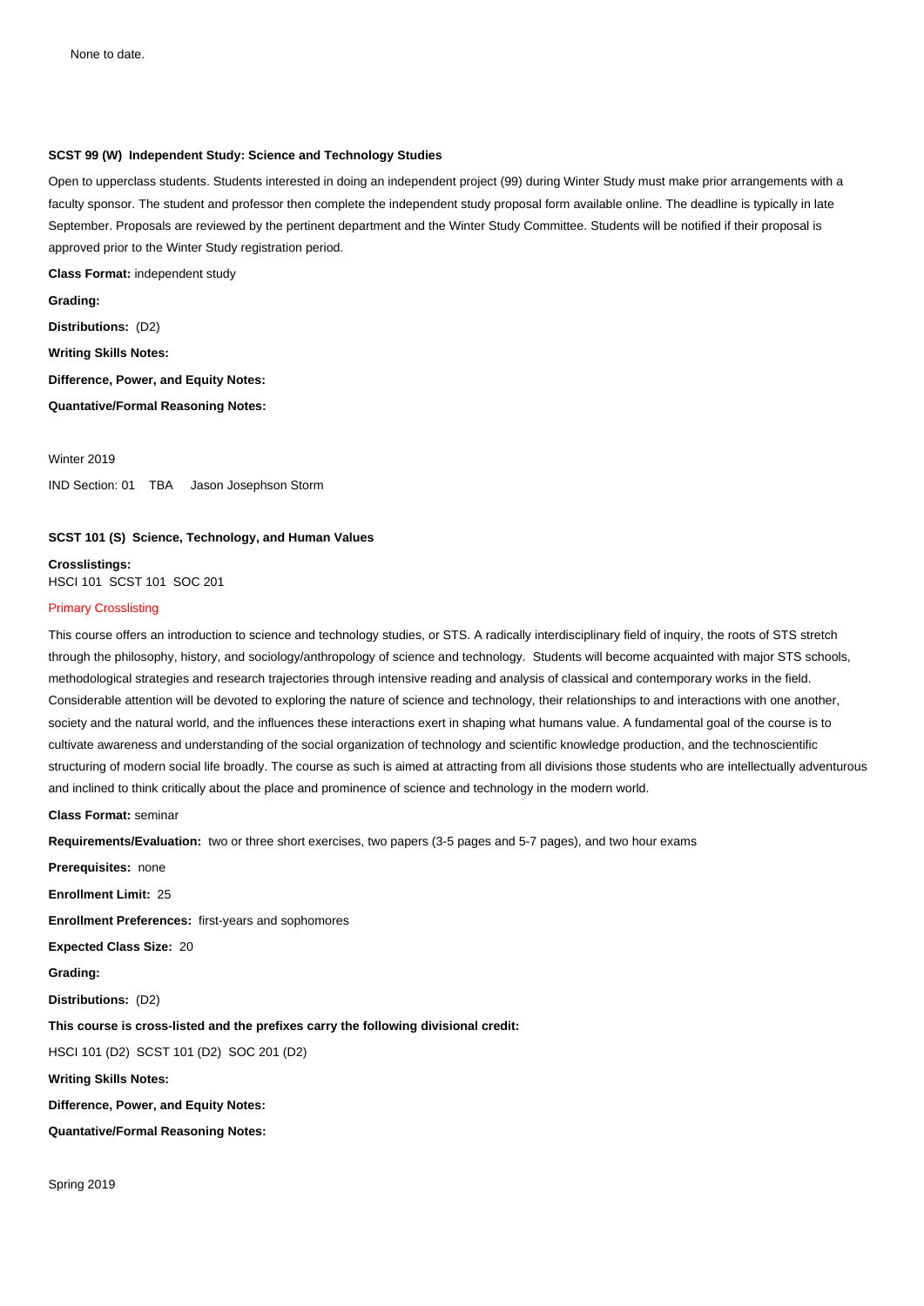None to date.

**SCST 99 (W) Independent Study: Science and Technology Studies**

Open to upperclass students. Students interested in doing an independent project (99) during Winter Study must make prior arrangements with a faculty sponsor. The student and professor then complete the independent study proposal form available online. The deadline is typically in late September. Proposals are reviewed by the pertinent department and the Winter Study Committee. Students will be notified if their proposal is approved prior to the Winter Study registration period.

**Class Format:** independent study

**Grading:**

**Distributions:** (D2)

**Writing Skills Notes:**

**Difference, Power, and Equity Notes:**

**Quantative/Formal Reasoning Notes:**

Winter 2019

IND Section: 01 TBA Jason Josephson Storm

**SCST 101 (S) Science, Technology, and Human Values**

**Crosslistings:**
HSCI 101 SCST 101 SOC 201

Primary Crosslisting

This course offers an introduction to science and technology studies, or STS. A radically interdisciplinary field of inquiry, the roots of STS stretch through the philosophy, history, and sociology/anthropology of science and technology. Students will become acquainted with major STS schools, methodological strategies and research trajectories through intensive reading and analysis of classical and contemporary works in the field. Considerable attention will be devoted to exploring the nature of science and technology, their relationships to and interactions with one another, society and the natural world, and the influences these interactions exert in shaping what humans value. A fundamental goal of the course is to cultivate awareness and understanding of the social organization of technology and scientific knowledge production, and the technoscientific structuring of modern social life broadly. The course as such is aimed at attracting from all divisions those students who are intellectually adventurous and inclined to think critically about the place and prominence of science and technology in the modern world.

**Class Format:** seminar

**Requirements/Evaluation:** two or three short exercises, two papers (3-5 pages and 5-7 pages), and two hour exams

**Prerequisites:** none

**Enrollment Limit:** 25

**Enrollment Preferences:** first-years and sophomores

**Expected Class Size:** 20

**Grading:**

**Distributions:** (D2)

**This course is cross-listed and the prefixes carry the following divisional credit:**

HSCI 101 (D2) SCST 101 (D2) SOC 201 (D2)

**Writing Skills Notes:**

**Difference, Power, and Equity Notes:**

**Quantative/Formal Reasoning Notes:**

Spring 2019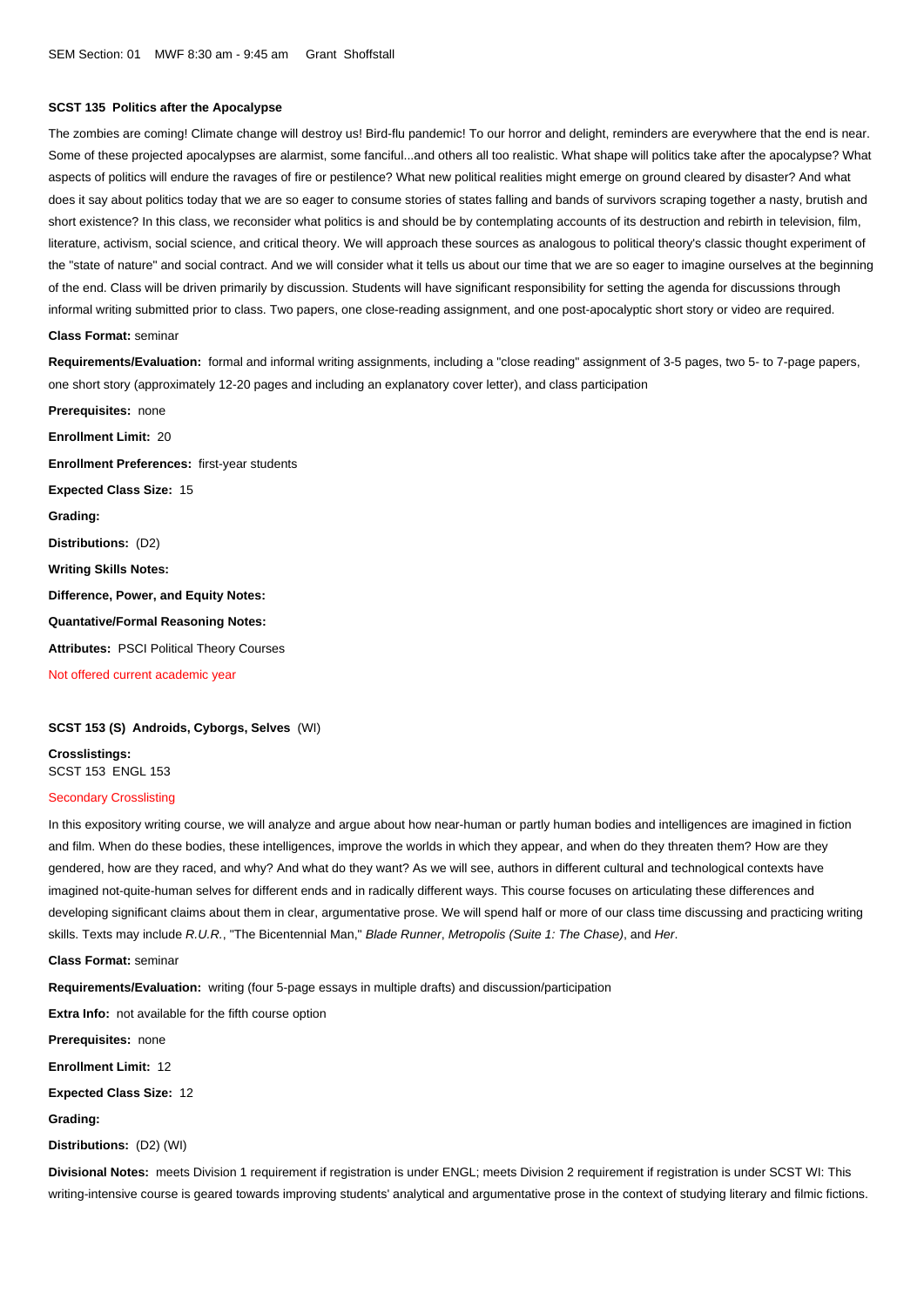SEM Section: 01 MWF 8:30 am - 9:45 am Grant Shoffstall

**SCST 135 Politics after the Apocalypse**

The zombies are coming! Climate change will destroy us! Bird-flu pandemic! To our horror and delight, reminders are everywhere that the end is near. Some of these projected apocalypses are alarmist, some fanciful...and others all too realistic. What shape will politics take after the apocalypse? What aspects of politics will endure the ravages of fire or pestilence? What new political realities might emerge on ground cleared by disaster? And what does it say about politics today that we are so eager to consume stories of states falling and bands of survivors scraping together a nasty, brutish and short existence? In this class, we reconsider what politics is and should be by contemplating accounts of its destruction and rebirth in television, film, literature, activism, social science, and critical theory. We will approach these sources as analogous to political theory's classic thought experiment of the "state of nature" and social contract. And we will consider what it tells us about our time that we are so eager to imagine ourselves at the beginning of the end. Class will be driven primarily by discussion. Students will have significant responsibility for setting the agenda for discussions through informal writing submitted prior to class. Two papers, one close-reading assignment, and one post-apocalyptic short story or video are required.

**Class Format:** seminar

**Requirements/Evaluation:** formal and informal writing assignments, including a "close reading" assignment of 3-5 pages, two 5- to 7-page papers, one short story (approximately 12-20 pages and including an explanatory cover letter), and class participation

**Prerequisites:** none

**Enrollment Limit:** 20

**Enrollment Preferences:** first-year students

**Expected Class Size:** 15

**Grading:**

**Distributions:** (D2)

**Writing Skills Notes:**

**Difference, Power, and Equity Notes:**

**Quantative/Formal Reasoning Notes:**

**Attributes:** PSCI Political Theory Courses

Not offered current academic year

**SCST 153 (S) Androids, Cyborgs, Selves** (WI)

**Crosslistings:**
SCST 153 ENGL 153

Secondary Crosslisting

In this expository writing course, we will analyze and argue about how near-human or partly human bodies and intelligences are imagined in fiction and film. When do these bodies, these intelligences, improve the worlds in which they appear, and when do they threaten them? How are they gendered, how are they raced, and why? And what do they want? As we will see, authors in different cultural and technological contexts have imagined not-quite-human selves for different ends and in radically different ways. This course focuses on articulating these differences and developing significant claims about them in clear, argumentative prose. We will spend half or more of our class time discussing and practicing writing skills. Texts may include *R.U.R.*, "The Bicentennial Man," *Blade Runner*, *Metropolis (Suite 1: The Chase)*, and *Her*.

**Class Format:** seminar

**Requirements/Evaluation:** writing (four 5-page essays in multiple drafts) and discussion/participation

**Extra Info:** not available for the fifth course option

**Prerequisites:** none

**Enrollment Limit:** 12

**Expected Class Size:** 12

**Grading:**

**Distributions:** (D2) (WI)

**Divisional Notes:** meets Division 1 requirement if registration is under ENGL; meets Division 2 requirement if registration is under SCST WI: This writing-intensive course is geared towards improving students' analytical and argumentative prose in the context of studying literary and filmic fictions.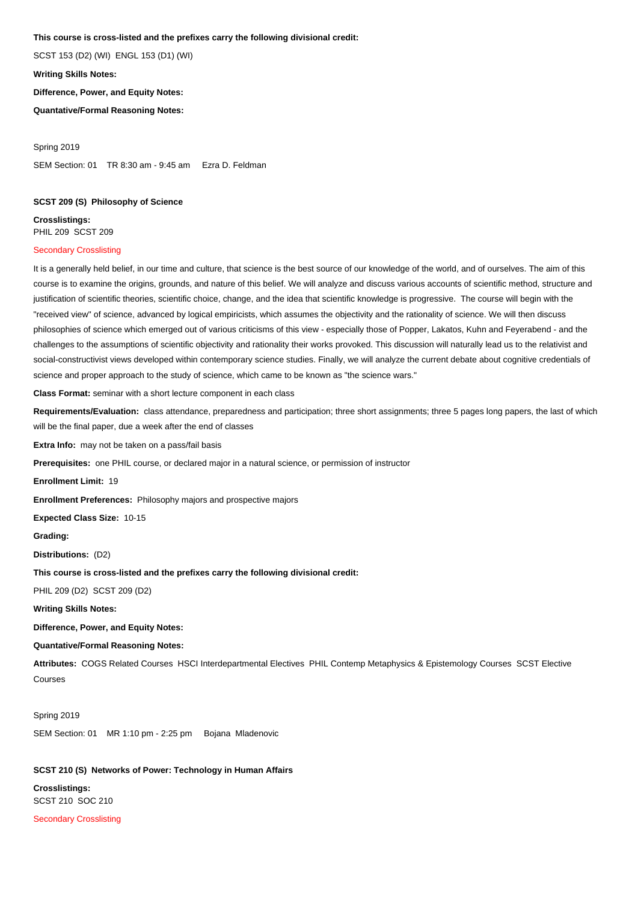**This course is cross-listed and the prefixes carry the following divisional credit:**

SCST 153 (D2) (WI) ENGL 153 (D1) (WI)

**Writing Skills Notes:**

**Difference, Power, and Equity Notes:**

**Quantative/Formal Reasoning Notes:**

Spring 2019

SEM Section: 01 TR 8:30 am - 9:45 am Ezra D. Feldman

**SCST 209 (S) Philosophy of Science**

**Crosslistings:**
PHIL 209 SCST 209

Secondary Crosslisting

It is a generally held belief, in our time and culture, that science is the best source of our knowledge of the world, and of ourselves. The aim of this course is to examine the origins, grounds, and nature of this belief. We will analyze and discuss various accounts of scientific method, structure and justification of scientific theories, scientific choice, change, and the idea that scientific knowledge is progressive. The course will begin with the "received view" of science, advanced by logical empiricists, which assumes the objectivity and the rationality of science. We will then discuss philosophies of science which emerged out of various criticisms of this view - especially those of Popper, Lakatos, Kuhn and Feyerabend - and the challenges to the assumptions of scientific objectivity and rationality their works provoked. This discussion will naturally lead us to the relativist and social-constructivist views developed within contemporary science studies. Finally, we will analyze the current debate about cognitive credentials of science and proper approach to the study of science, which came to be known as "the science wars."

**Class Format:** seminar with a short lecture component in each class

**Requirements/Evaluation:** class attendance, preparedness and participation; three short assignments; three 5 pages long papers, the last of which will be the final paper, due a week after the end of classes

**Extra Info:** may not be taken on a pass/fail basis

**Prerequisites:** one PHIL course, or declared major in a natural science, or permission of instructor

**Enrollment Limit:** 19

**Enrollment Preferences:** Philosophy majors and prospective majors

**Expected Class Size:** 10-15

**Grading:**

**Distributions:** (D2)

**This course is cross-listed and the prefixes carry the following divisional credit:**

PHIL 209 (D2) SCST 209 (D2)

**Writing Skills Notes:**

**Difference, Power, and Equity Notes:**

**Quantative/Formal Reasoning Notes:**

**Attributes:** COGS Related Courses HSCI Interdepartmental Electives PHIL Contemp Metaphysics & Epistemology Courses SCST Elective Courses

Spring 2019

SEM Section: 01 MR 1:10 pm - 2:25 pm Bojana Mladenovic

**SCST 210 (S) Networks of Power: Technology in Human Affairs**

**Crosslistings:**
SCST 210 SOC 210

Secondary Crosslisting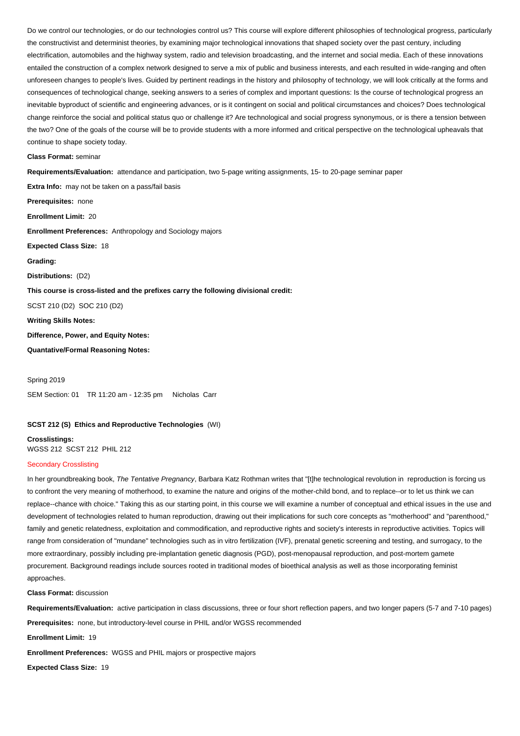Do we control our technologies, or do our technologies control us? This course will explore different philosophies of technological progress, particularly the constructivist and determinist theories, by examining major technological innovations that shaped society over the past century, including electrification, automobiles and the highway system, radio and television broadcasting, and the internet and social media. Each of these innovations entailed the construction of a complex network designed to serve a mix of public and business interests, and each resulted in wide-ranging and often unforeseen changes to people's lives. Guided by pertinent readings in the history and philosophy of technology, we will look critically at the forms and consequences of technological change, seeking answers to a series of complex and important questions: Is the course of technological progress an inevitable byproduct of scientific and engineering advances, or is it contingent on social and political circumstances and choices? Does technological change reinforce the social and political status quo or challenge it? Are technological and social progress synonymous, or is there a tension between the two? One of the goals of the course will be to provide students with a more informed and critical perspective on the technological upheavals that continue to shape society today.

**Class Format:** seminar

**Requirements/Evaluation:** attendance and participation, two 5-page writing assignments, 15- to 20-page seminar paper

**Extra Info:** may not be taken on a pass/fail basis

**Prerequisites:** none

**Enrollment Limit:** 20

**Enrollment Preferences:** Anthropology and Sociology majors

**Expected Class Size:** 18

**Grading:**

**Distributions:** (D2)

**This course is cross-listed and the prefixes carry the following divisional credit:**

SCST 210 (D2) SOC 210 (D2)

**Writing Skills Notes:**

**Difference, Power, and Equity Notes:**

**Quantative/Formal Reasoning Notes:**

Spring 2019

SEM Section: 01 TR 11:20 am - 12:35 pm Nicholas Carr

### SCST 212 (S) Ethics and Reproductive Technologies (WI)

**Crosslistings:**
WGSS 212 SCST 212 PHIL 212

Secondary Crosslisting

In her groundbreaking book, *The Tentative Pregnancy*, Barbara Katz Rothman writes that "[t]he technological revolution in reproduction is forcing us to confront the very meaning of motherhood, to examine the nature and origins of the mother-child bond, and to replace--or to let us think we can replace--chance with choice." Taking this as our starting point, in this course we will examine a number of conceptual and ethical issues in the use and development of technologies related to human reproduction, drawing out their implications for such core concepts as "motherhood" and "parenthood," family and genetic relatedness, exploitation and commodification, and reproductive rights and society's interests in reproductive activities. Topics will range from consideration of "mundane" technologies such as in vitro fertilization (IVF), prenatal genetic screening and testing, and surrogacy, to the more extraordinary, possibly including pre-implantation genetic diagnosis (PGD), post-menopausal reproduction, and post-mortem gamete procurement. Background readings include sources rooted in traditional modes of bioethical analysis as well as those incorporating feminist approaches.

**Class Format:** discussion

**Requirements/Evaluation:** active participation in class discussions, three or four short reflection papers, and two longer papers (5-7 and 7-10 pages)

**Prerequisites:** none, but introductory-level course in PHIL and/or WGSS recommended

**Enrollment Limit:** 19

**Enrollment Preferences:** WGSS and PHIL majors or prospective majors

**Expected Class Size:** 19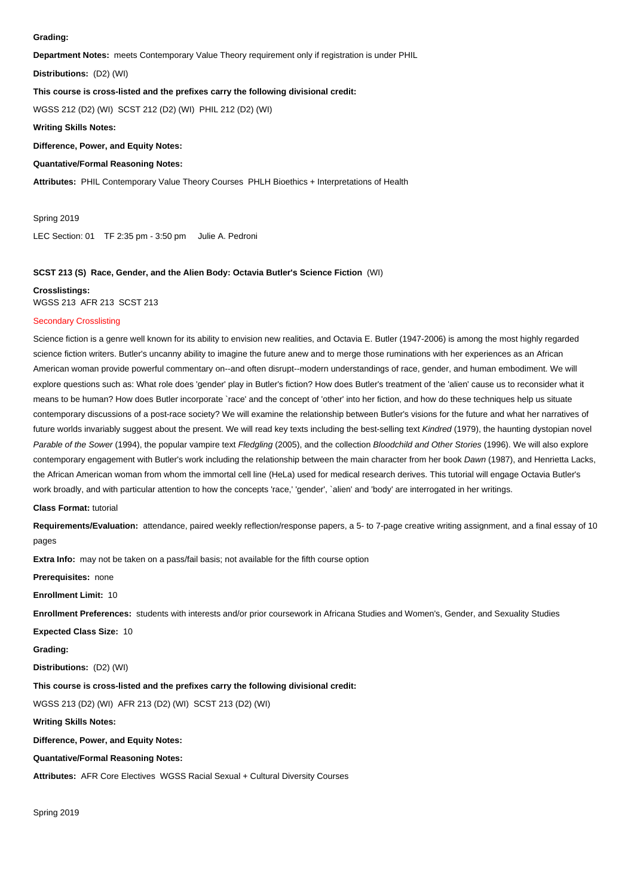**Grading:**

**Department Notes:** meets Contemporary Value Theory requirement only if registration is under PHIL

**Distributions:** (D2) (WI)

**This course is cross-listed and the prefixes carry the following divisional credit:**

WGSS 212 (D2) (WI) SCST 212 (D2) (WI) PHIL 212 (D2) (WI)

**Writing Skills Notes:**

**Difference, Power, and Equity Notes:**

**Quantative/Formal Reasoning Notes:**

**Attributes:** PHIL Contemporary Value Theory Courses PHLH Bioethics + Interpretations of Health

Spring 2019

LEC Section: 01 TF 2:35 pm - 3:50 pm Julie A. Pedroni

**SCST 213 (S) Race, Gender, and the Alien Body: Octavia Butler's Science Fiction** (WI)

**Crosslistings:**
WGSS 213 AFR 213 SCST 213

Secondary Crosslisting

Science fiction is a genre well known for its ability to envision new realities, and Octavia E. Butler (1947-2006) is among the most highly regarded science fiction writers. Butler's uncanny ability to imagine the future anew and to merge those ruminations with her experiences as an African American woman provide powerful commentary on--and often disrupt--modern understandings of race, gender, and human embodiment. We will explore questions such as: What role does 'gender' play in Butler's fiction? How does Butler's treatment of the 'alien' cause us to reconsider what it means to be human? How does Butler incorporate `race' and the concept of 'other' into her fiction, and how do these techniques help us situate contemporary discussions of a post-race society? We will examine the relationship between Butler's visions for the future and what her narratives of future worlds invariably suggest about the present. We will read key texts including the best-selling text *Kindred* (1979), the haunting dystopian novel *Parable of the Sower* (1994), the popular vampire text *Fledgling* (2005), and the collection *Bloodchild and Other Stories* (1996). We will also explore contemporary engagement with Butler's work including the relationship between the main character from her book *Dawn* (1987), and Henrietta Lacks, the African American woman from whom the immortal cell line (HeLa) used for medical research derives. This tutorial will engage Octavia Butler's work broadly, and with particular attention to how the concepts 'race,' 'gender', `alien' and 'body' are interrogated in her writings.

**Class Format:** tutorial

**Requirements/Evaluation:** attendance, paired weekly reflection/response papers, a 5- to 7-page creative writing assignment, and a final essay of 10 pages

**Extra Info:** may not be taken on a pass/fail basis; not available for the fifth course option

**Prerequisites:** none

**Enrollment Limit:** 10

**Enrollment Preferences:** students with interests and/or prior coursework in Africana Studies and Women's, Gender, and Sexuality Studies

**Expected Class Size:** 10

**Grading:**

**Distributions:** (D2) (WI)

**This course is cross-listed and the prefixes carry the following divisional credit:**

WGSS 213 (D2) (WI) AFR 213 (D2) (WI) SCST 213 (D2) (WI)

**Writing Skills Notes:**

**Difference, Power, and Equity Notes:**

**Quantative/Formal Reasoning Notes:**

**Attributes:** AFR Core Electives WGSS Racial Sexual + Cultural Diversity Courses

Spring 2019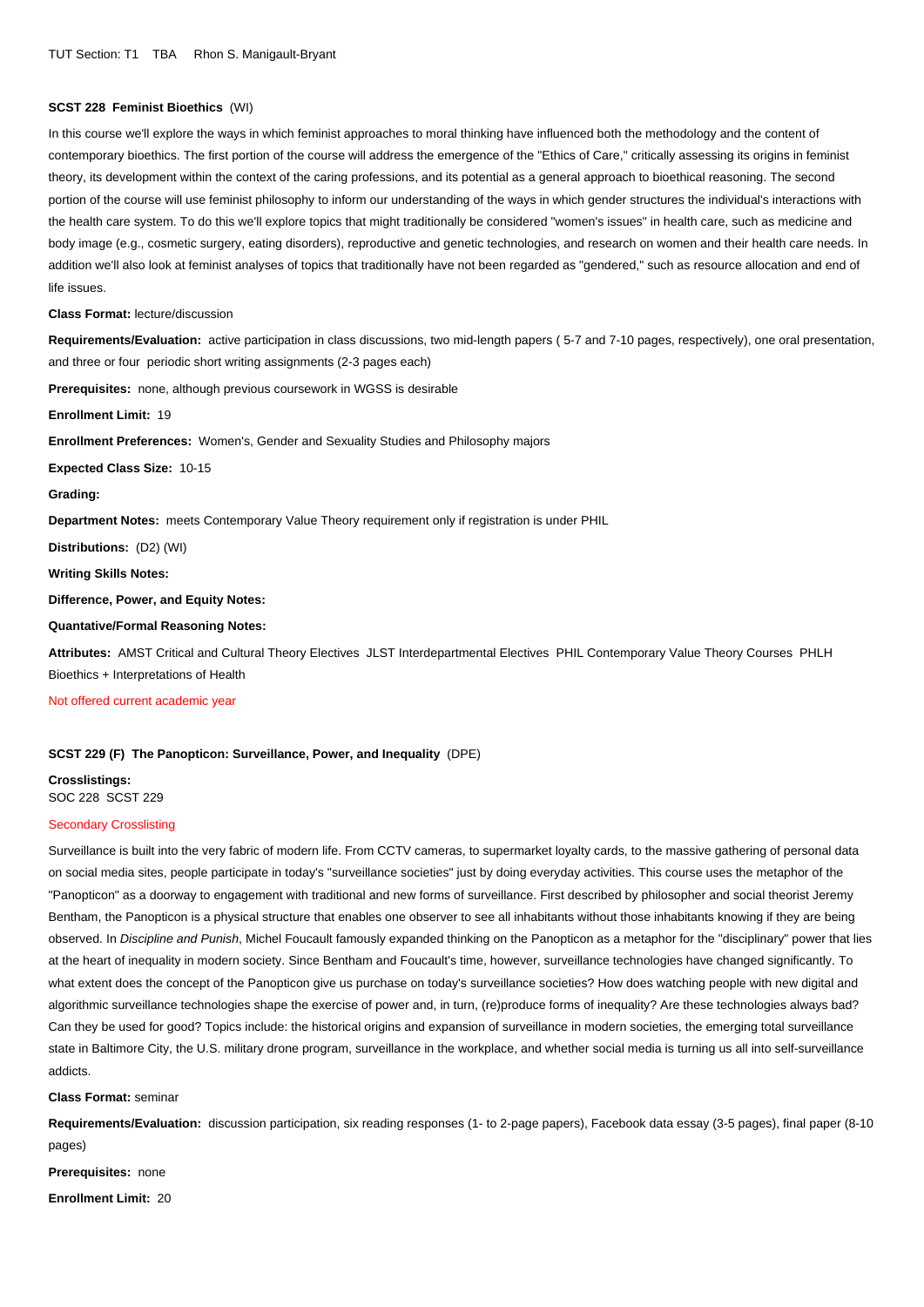TUT Section: T1 TBA Rhon S. Manigault-Bryant

### SCST 228 Feminist Bioethics (WI)

In this course we'll explore the ways in which feminist approaches to moral thinking have influenced both the methodology and the content of contemporary bioethics. The first portion of the course will address the emergence of the "Ethics of Care," critically assessing its origins in feminist theory, its development within the context of the caring professions, and its potential as a general approach to bioethical reasoning. The second portion of the course will use feminist philosophy to inform our understanding of the ways in which gender structures the individual's interactions with the health care system. To do this we'll explore topics that might traditionally be considered "women's issues" in health care, such as medicine and body image (e.g., cosmetic surgery, eating disorders), reproductive and genetic technologies, and research on women and their health care needs. In addition we'll also look at feminist analyses of topics that traditionally have not been regarded as "gendered," such as resource allocation and end of life issues.

**Class Format:** lecture/discussion

**Requirements/Evaluation:** active participation in class discussions, two mid-length papers ( 5-7 and 7-10 pages, respectively), one oral presentation, and three or four periodic short writing assignments (2-3 pages each)

**Prerequisites:** none, although previous coursework in WGSS is desirable

**Enrollment Limit:** 19

**Enrollment Preferences:** Women's, Gender and Sexuality Studies and Philosophy majors

**Expected Class Size:** 10-15

**Grading:**

**Department Notes:** meets Contemporary Value Theory requirement only if registration is under PHIL

**Distributions:** (D2) (WI)

**Writing Skills Notes:**

**Difference, Power, and Equity Notes:**

**Quantative/Formal Reasoning Notes:**

**Attributes:** AMST Critical and Cultural Theory Electives JLST Interdepartmental Electives PHIL Contemporary Value Theory Courses PHLH Bioethics + Interpretations of Health

Not offered current academic year

### SCST 229 (F) The Panopticon: Surveillance, Power, and Inequality (DPE)

**Crosslistings:**
SOC 228 SCST 229

Secondary Crosslisting

Surveillance is built into the very fabric of modern life. From CCTV cameras, to supermarket loyalty cards, to the massive gathering of personal data on social media sites, people participate in today's "surveillance societies" just by doing everyday activities. This course uses the metaphor of the "Panopticon" as a doorway to engagement with traditional and new forms of surveillance. First described by philosopher and social theorist Jeremy Bentham, the Panopticon is a physical structure that enables one observer to see all inhabitants without those inhabitants knowing if they are being observed. In *Discipline and Punish*, Michel Foucault famously expanded thinking on the Panopticon as a metaphor for the "disciplinary" power that lies at the heart of inequality in modern society. Since Bentham and Foucault's time, however, surveillance technologies have changed significantly. To what extent does the concept of the Panopticon give us purchase on today's surveillance societies? How does watching people with new digital and algorithmic surveillance technologies shape the exercise of power and, in turn, (re)produce forms of inequality? Are these technologies always bad? Can they be used for good? Topics include: the historical origins and expansion of surveillance in modern societies, the emerging total surveillance state in Baltimore City, the U.S. military drone program, surveillance in the workplace, and whether social media is turning us all into self-surveillance addicts.

**Class Format:** seminar

**Requirements/Evaluation:** discussion participation, six reading responses (1- to 2-page papers), Facebook data essay (3-5 pages), final paper (8-10 pages)

**Prerequisites:** none

**Enrollment Limit:** 20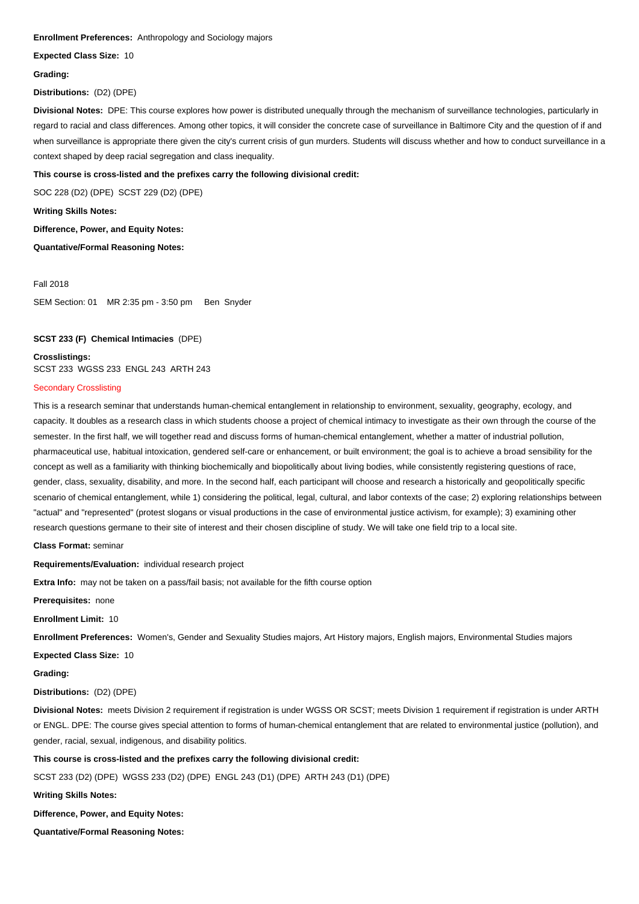**Enrollment Preferences:** Anthropology and Sociology majors

**Expected Class Size:** 10

**Grading:**

**Distributions:** (D2) (DPE)

**Divisional Notes:** DPE: This course explores how power is distributed unequally through the mechanism of surveillance technologies, particularly in regard to racial and class differences. Among other topics, it will consider the concrete case of surveillance in Baltimore City and the question of if and when surveillance is appropriate there given the city's current crisis of gun murders. Students will discuss whether and how to conduct surveillance in a context shaped by deep racial segregation and class inequality.

**This course is cross-listed and the prefixes carry the following divisional credit:**

SOC 228 (D2) (DPE) SCST 229 (D2) (DPE)

**Writing Skills Notes:**

**Difference, Power, and Equity Notes:**

**Quantative/Formal Reasoning Notes:**

Fall 2018

SEM Section: 01 MR 2:35 pm - 3:50 pm Ben Snyder

**SCST 233 (F) Chemical Intimacies** (DPE)

**Crosslistings:**
SCST 233 WGSS 233 ENGL 243 ARTH 243

Secondary Crosslisting

This is a research seminar that understands human-chemical entanglement in relationship to environment, sexuality, geography, ecology, and capacity. It doubles as a research class in which students choose a project of chemical intimacy to investigate as their own through the course of the semester. In the first half, we will together read and discuss forms of human-chemical entanglement, whether a matter of industrial pollution, pharmaceutical use, habitual intoxication, gendered self-care or enhancement, or built environment; the goal is to achieve a broad sensibility for the concept as well as a familiarity with thinking biochemically and biopolitically about living bodies, while consistently registering questions of race, gender, class, sexuality, disability, and more. In the second half, each participant will choose and research a historically and geopolitically specific scenario of chemical entanglement, while 1) considering the political, legal, cultural, and labor contexts of the case; 2) exploring relationships between "actual" and "represented" (protest slogans or visual productions in the case of environmental justice activism, for example); 3) examining other research questions germane to their site of interest and their chosen discipline of study. We will take one field trip to a local site.

**Class Format:** seminar

**Requirements/Evaluation:** individual research project

**Extra Info:** may not be taken on a pass/fail basis; not available for the fifth course option

**Prerequisites:** none

**Enrollment Limit:** 10

**Enrollment Preferences:** Women's, Gender and Sexuality Studies majors, Art History majors, English majors, Environmental Studies majors

**Expected Class Size:** 10

**Grading:**

**Distributions:** (D2) (DPE)

**Divisional Notes:** meets Division 2 requirement if registration is under WGSS OR SCST; meets Division 1 requirement if registration is under ARTH or ENGL. DPE: The course gives special attention to forms of human-chemical entanglement that are related to environmental justice (pollution), and gender, racial, sexual, indigenous, and disability politics.

**This course is cross-listed and the prefixes carry the following divisional credit:**

SCST 233 (D2) (DPE) WGSS 233 (D2) (DPE) ENGL 243 (D1) (DPE) ARTH 243 (D1) (DPE)

**Writing Skills Notes:**

**Difference, Power, and Equity Notes:**

**Quantative/Formal Reasoning Notes:**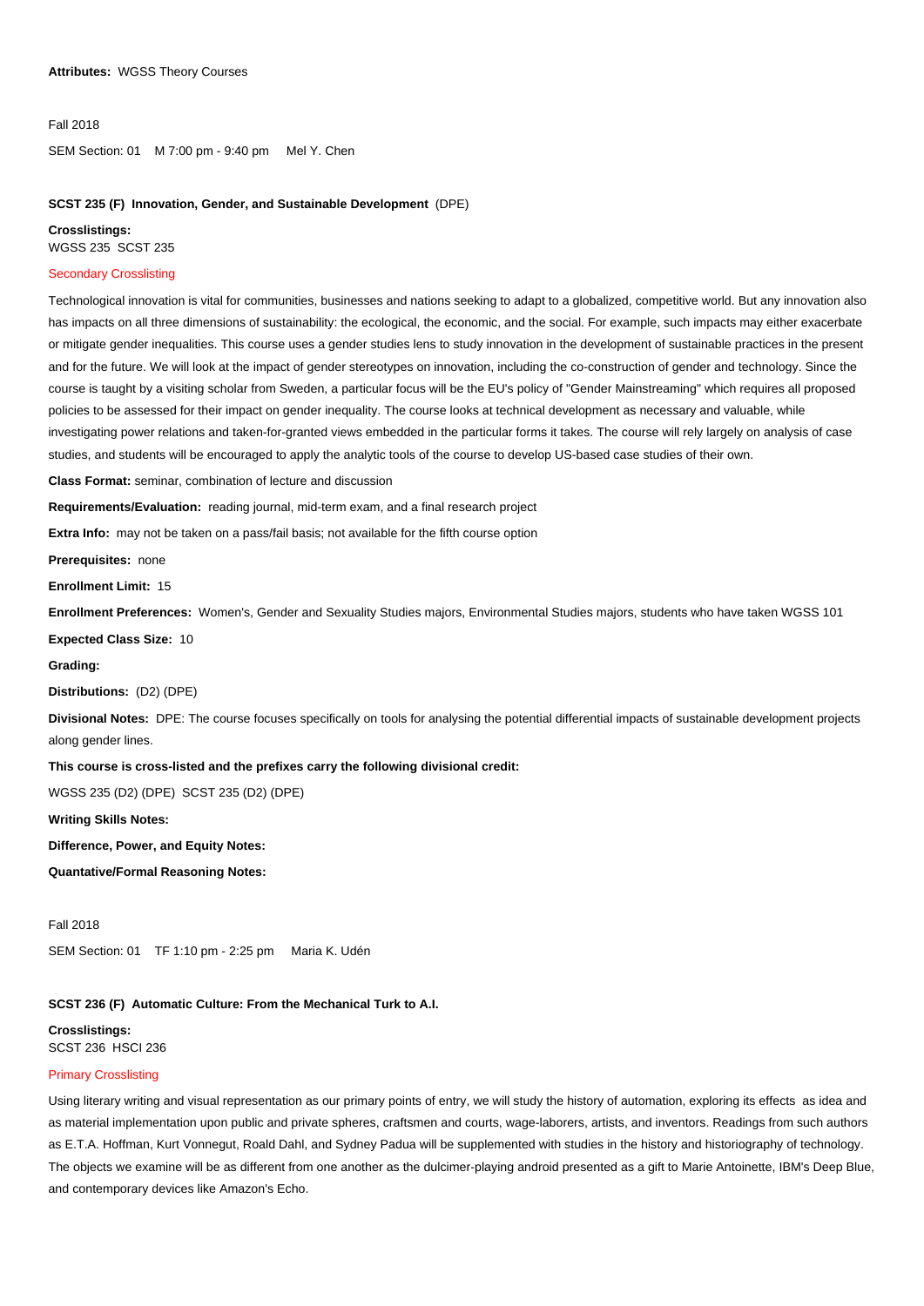**Attributes:** WGSS Theory Courses

Fall 2018

SEM Section: 01 M 7:00 pm - 9:40 pm Mel Y. Chen

**SCST 235 (F) Innovation, Gender, and Sustainable Development** (DPE)

**Crosslistings:**
WGSS 235 SCST 235

Secondary Crosslisting

Technological innovation is vital for communities, businesses and nations seeking to adapt to a globalized, competitive world. But any innovation also has impacts on all three dimensions of sustainability: the ecological, the economic, and the social. For example, such impacts may either exacerbate or mitigate gender inequalities. This course uses a gender studies lens to study innovation in the development of sustainable practices in the present and for the future. We will look at the impact of gender stereotypes on innovation, including the co-construction of gender and technology. Since the course is taught by a visiting scholar from Sweden, a particular focus will be the EU's policy of "Gender Mainstreaming" which requires all proposed policies to be assessed for their impact on gender inequality. The course looks at technical development as necessary and valuable, while investigating power relations and taken-for-granted views embedded in the particular forms it takes. The course will rely largely on analysis of case studies, and students will be encouraged to apply the analytic tools of the course to develop US-based case studies of their own.

**Class Format:** seminar, combination of lecture and discussion

**Requirements/Evaluation:** reading journal, mid-term exam, and a final research project

**Extra Info:** may not be taken on a pass/fail basis; not available for the fifth course option

**Prerequisites:** none

**Enrollment Limit:** 15

**Enrollment Preferences:** Women's, Gender and Sexuality Studies majors, Environmental Studies majors, students who have taken WGSS 101

**Expected Class Size:** 10

**Grading:**

**Distributions:** (D2) (DPE)

**Divisional Notes:** DPE: The course focuses specifically on tools for analysing the potential differential impacts of sustainable development projects along gender lines.

**This course is cross-listed and the prefixes carry the following divisional credit:**

WGSS 235 (D2) (DPE) SCST 235 (D2) (DPE)

**Writing Skills Notes:**

**Difference, Power, and Equity Notes:**

**Quantative/Formal Reasoning Notes:**

Fall 2018

SEM Section: 01 TF 1:10 pm - 2:25 pm Maria K. Udén

**SCST 236 (F) Automatic Culture: From the Mechanical Turk to A.I.**

**Crosslistings:**
SCST 236 HSCI 236

Primary Crosslisting

Using literary writing and visual representation as our primary points of entry, we will study the history of automation, exploring its effects as idea and as material implementation upon public and private spheres, craftsmen and courts, wage-laborers, artists, and inventors. Readings from such authors as E.T.A. Hoffman, Kurt Vonnegut, Roald Dahl, and Sydney Padua will be supplemented with studies in the history and historiography of technology. The objects we examine will be as different from one another as the dulcimer-playing android presented as a gift to Marie Antoinette, IBM's Deep Blue, and contemporary devices like Amazon's Echo.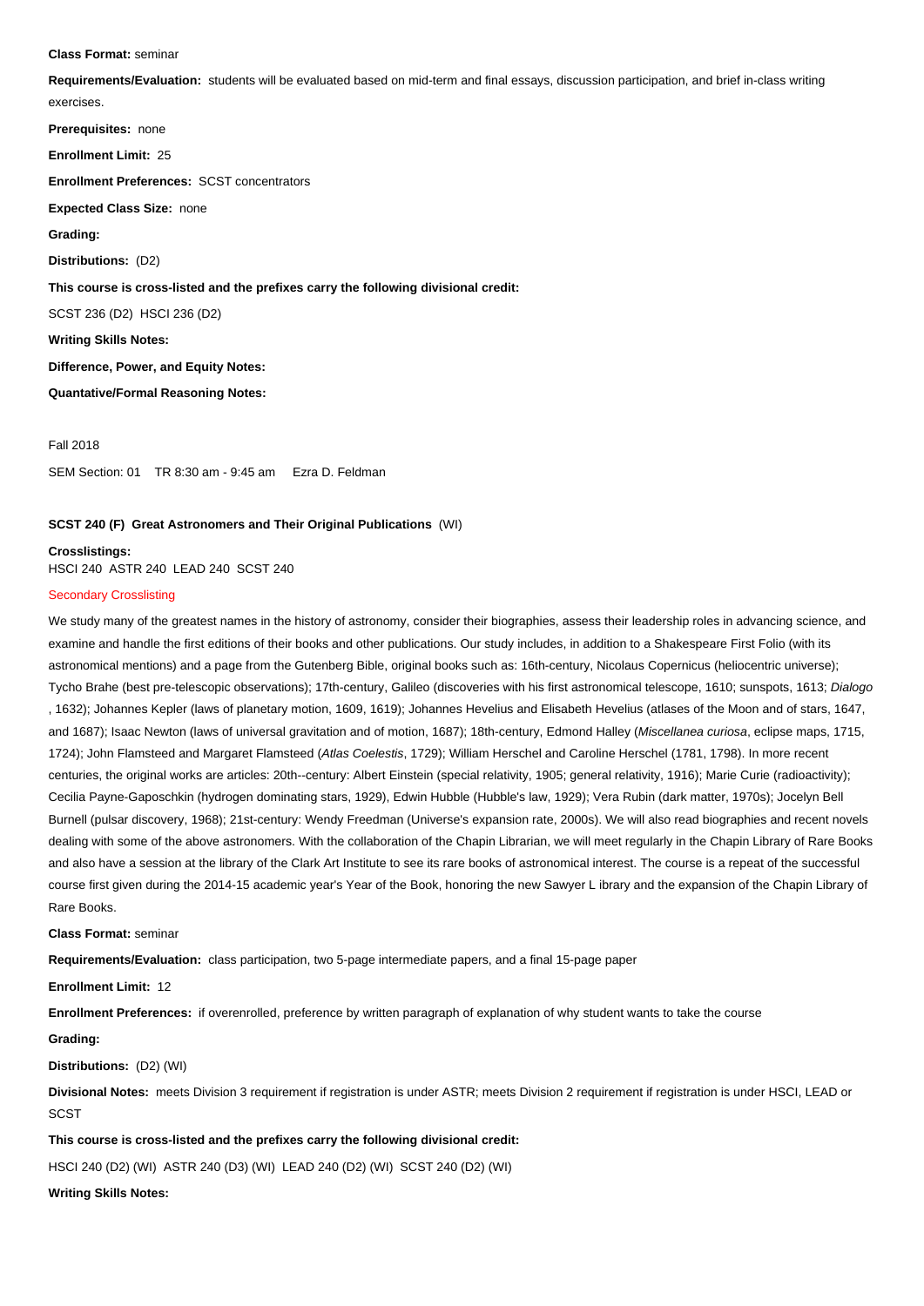**Class Format:** seminar

**Requirements/Evaluation:** students will be evaluated based on mid-term and final essays, discussion participation, and brief in-class writing exercises.

**Prerequisites:** none

**Enrollment Limit:** 25

**Enrollment Preferences:** SCST concentrators

**Expected Class Size:** none

**Grading:**

**Distributions:** (D2)

**This course is cross-listed and the prefixes carry the following divisional credit:**

SCST 236 (D2) HSCI 236 (D2)

**Writing Skills Notes:**

**Difference, Power, and Equity Notes:**

**Quantative/Formal Reasoning Notes:**

Fall 2018

SEM Section: 01 TR 8:30 am - 9:45 am Ezra D. Feldman

**SCST 240 (F) Great Astronomers and Their Original Publications** (WI)

**Crosslistings:**
HSCI 240 ASTR 240 LEAD 240 SCST 240

Secondary Crosslisting

We study many of the greatest names in the history of astronomy, consider their biographies, assess their leadership roles in advancing science, and examine and handle the first editions of their books and other publications. Our study includes, in addition to a Shakespeare First Folio (with its astronomical mentions) and a page from the Gutenberg Bible, original books such as: 16th-century, Nicolaus Copernicus (heliocentric universe); Tycho Brahe (best pre-telescopic observations); 17th-century, Galileo (discoveries with his first astronomical telescope, 1610; sunspots, 1613; *Dialogo* , 1632); Johannes Kepler (laws of planetary motion, 1609, 1619); Johannes Hevelius and Elisabeth Hevelius (atlases of the Moon and of stars, 1647, and 1687); Isaac Newton (laws of universal gravitation and of motion, 1687); 18th-century, Edmond Halley (*Miscellanea curiosa*, eclipse maps, 1715, 1724); John Flamsteed and Margaret Flamsteed (*Atlas Coelestis*, 1729); William Herschel and Caroline Herschel (1781, 1798). In more recent centuries, the original works are articles: 20th--century: Albert Einstein (special relativity, 1905; general relativity, 1916); Marie Curie (radioactivity); Cecilia Payne-Gaposchkin (hydrogen dominating stars, 1929), Edwin Hubble (Hubble's law, 1929); Vera Rubin (dark matter, 1970s); Jocelyn Bell Burnell (pulsar discovery, 1968); 21st-century: Wendy Freedman (Universe's expansion rate, 2000s). We will also read biographies and recent novels dealing with some of the above astronomers. With the collaboration of the Chapin Librarian, we will meet regularly in the Chapin Library of Rare Books and also have a session at the library of the Clark Art Institute to see its rare books of astronomical interest. The course is a repeat of the successful course first given during the 2014-15 academic year's Year of the Book, honoring the new Sawyer L ibrary and the expansion of the Chapin Library of Rare Books.

**Class Format:** seminar

**Requirements/Evaluation:** class participation, two 5-page intermediate papers, and a final 15-page paper

**Enrollment Limit:** 12

**Enrollment Preferences:** if overenrolled, preference by written paragraph of explanation of why student wants to take the course

**Grading:**

**Distributions:** (D2) (WI)

**Divisional Notes:** meets Division 3 requirement if registration is under ASTR; meets Division 2 requirement if registration is under HSCI, LEAD or SCST

**This course is cross-listed and the prefixes carry the following divisional credit:**

HSCI 240 (D2) (WI) ASTR 240 (D3) (WI) LEAD 240 (D2) (WI) SCST 240 (D2) (WI)

**Writing Skills Notes:**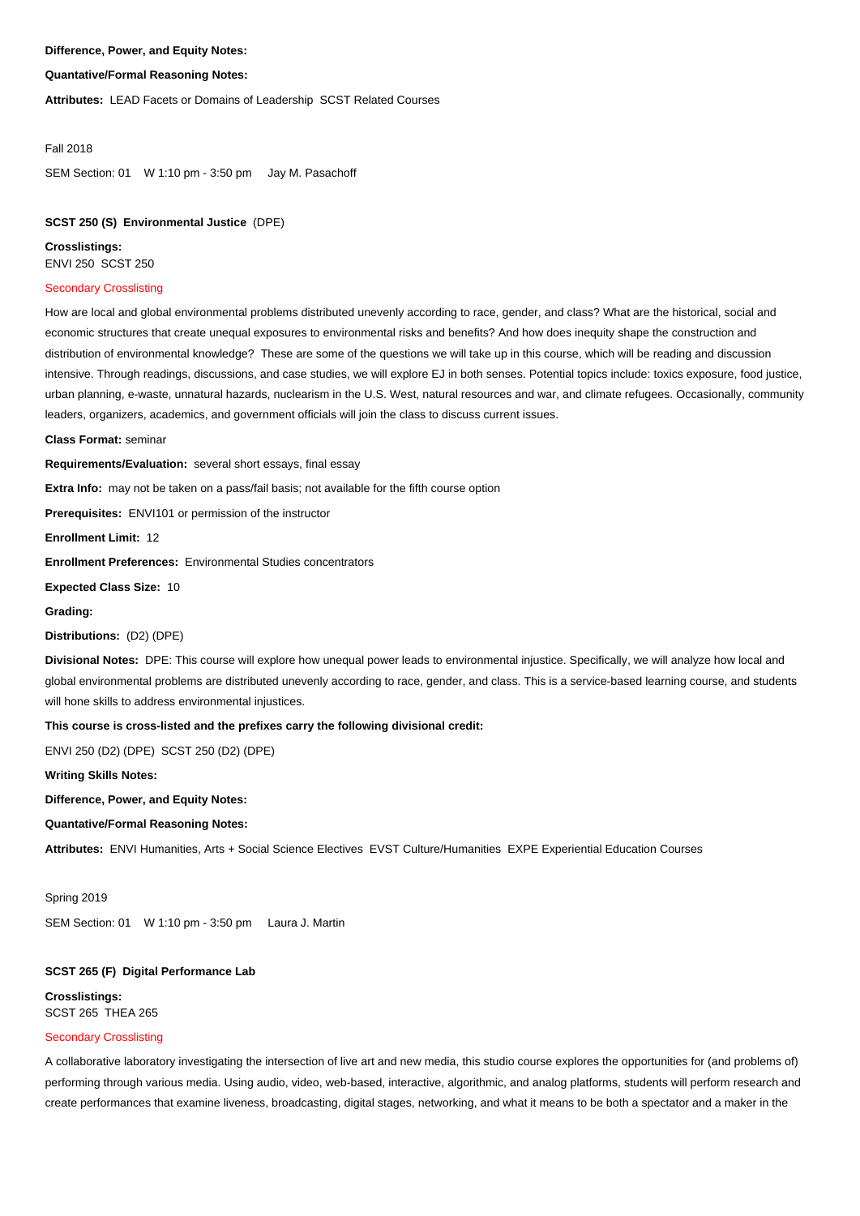**Difference, Power, and Equity Notes:**

**Quantative/Formal Reasoning Notes:**

**Attributes:** LEAD Facets or Domains of Leadership  SCST Related Courses

Fall 2018

SEM Section: 01    W 1:10 pm - 3:50 pm     Jay M. Pasachoff

**SCST 250 (S) Environmental Justice** (DPE)

**Crosslistings:**
ENVI 250  SCST 250

Secondary Crosslisting

How are local and global environmental problems distributed unevenly according to race, gender, and class? What are the historical, social and economic structures that create unequal exposures to environmental risks and benefits? And how does inequity shape the construction and distribution of environmental knowledge? These are some of the questions we will take up in this course, which will be reading and discussion intensive. Through readings, discussions, and case studies, we will explore EJ in both senses. Potential topics include: toxics exposure, food justice, urban planning, e-waste, unnatural hazards, nuclearism in the U.S. West, natural resources and war, and climate refugees. Occasionally, community leaders, organizers, academics, and government officials will join the class to discuss current issues.

**Class Format:** seminar

**Requirements/Evaluation:** several short essays, final essay

**Extra Info:** may not be taken on a pass/fail basis; not available for the fifth course option

**Prerequisites:** ENVI101 or permission of the instructor

**Enrollment Limit:** 12

**Enrollment Preferences:** Environmental Studies concentrators

**Expected Class Size:** 10

**Grading:**

**Distributions:** (D2) (DPE)

**Divisional Notes:** DPE: This course will explore how unequal power leads to environmental injustice. Specifically, we will analyze how local and global environmental problems are distributed unevenly according to race, gender, and class. This is a service-based learning course, and students will hone skills to address environmental injustices.

**This course is cross-listed and the prefixes carry the following divisional credit:**

ENVI 250 (D2) (DPE)  SCST 250 (D2) (DPE)

**Writing Skills Notes:**

**Difference, Power, and Equity Notes:**

**Quantative/Formal Reasoning Notes:**

**Attributes:** ENVI Humanities, Arts + Social Science Electives  EVST Culture/Humanities  EXPE Experiential Education Courses

Spring 2019

SEM Section: 01    W 1:10 pm - 3:50 pm     Laura J. Martin

**SCST 265 (F) Digital Performance Lab**

**Crosslistings:**
SCST 265  THEA 265

Secondary Crosslisting

A collaborative laboratory investigating the intersection of live art and new media, this studio course explores the opportunities for (and problems of) performing through various media. Using audio, video, web-based, interactive, algorithmic, and analog platforms, students will perform research and create performances that examine liveness, broadcasting, digital stages, networking, and what it means to be both a spectator and a maker in the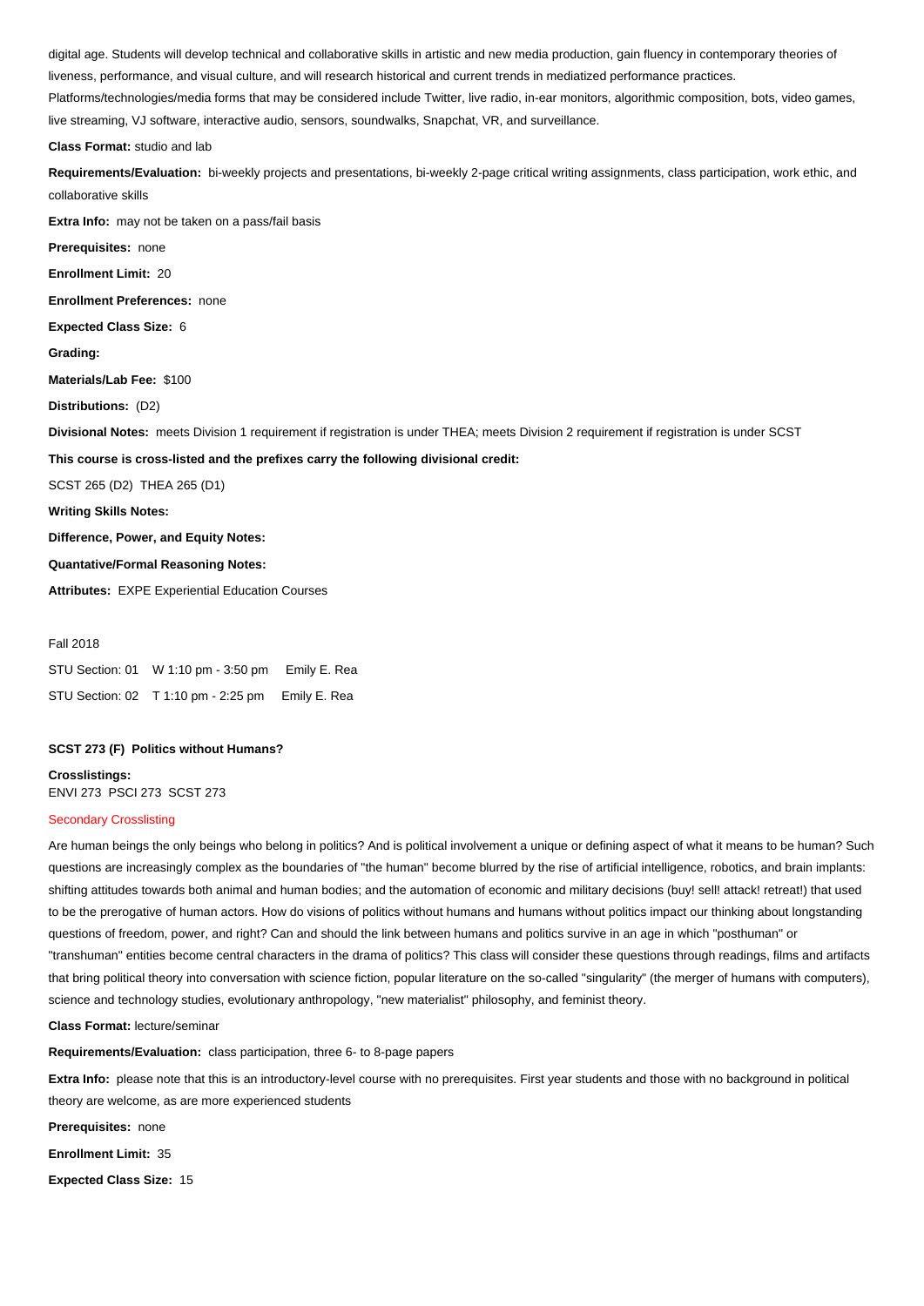digital age. Students will develop technical and collaborative skills in artistic and new media production, gain fluency in contemporary theories of liveness, performance, and visual culture, and will research historical and current trends in mediatized performance practices. Platforms/technologies/media forms that may be considered include Twitter, live radio, in-ear monitors, algorithmic composition, bots, video games, live streaming, VJ software, interactive audio, sensors, soundwalks, Snapchat, VR, and surveillance.

**Class Format:** studio and lab

**Requirements/Evaluation:** bi-weekly projects and presentations, bi-weekly 2-page critical writing assignments, class participation, work ethic, and collaborative skills

**Extra Info:** may not be taken on a pass/fail basis

**Prerequisites:** none

**Enrollment Limit:** 20

**Enrollment Preferences:** none

**Expected Class Size:** 6

**Grading:**

**Materials/Lab Fee:** $100

**Distributions:** (D2)

**Divisional Notes:** meets Division 1 requirement if registration is under THEA; meets Division 2 requirement if registration is under SCST

**This course is cross-listed and the prefixes carry the following divisional credit:**

SCST 265 (D2) THEA 265 (D1)

**Writing Skills Notes:**

**Difference, Power, and Equity Notes:**

**Quantative/Formal Reasoning Notes:**

**Attributes:** EXPE Experiential Education Courses

Fall 2018

STU Section: 01 W 1:10 pm - 3:50 pm Emily E. Rea

STU Section: 02 T 1:10 pm - 2:25 pm Emily E. Rea

**SCST 273 (F) Politics without Humans?**

**Crosslistings:**
ENVI 273 PSCI 273 SCST 273

Secondary Crosslisting

Are human beings the only beings who belong in politics? And is political involvement a unique or defining aspect of what it means to be human? Such questions are increasingly complex as the boundaries of "the human" become blurred by the rise of artificial intelligence, robotics, and brain implants: shifting attitudes towards both animal and human bodies; and the automation of economic and military decisions (buy! sell! attack! retreat!) that used to be the prerogative of human actors. How do visions of politics without humans and humans without politics impact our thinking about longstanding questions of freedom, power, and right? Can and should the link between humans and politics survive in an age in which "posthuman" or "transhuman" entities become central characters in the drama of politics? This class will consider these questions through readings, films and artifacts that bring political theory into conversation with science fiction, popular literature on the so-called "singularity" (the merger of humans with computers), science and technology studies, evolutionary anthropology, "new materialist" philosophy, and feminist theory.

**Class Format:** lecture/seminar

**Requirements/Evaluation:** class participation, three 6- to 8-page papers

**Extra Info:** please note that this is an introductory-level course with no prerequisites. First year students and those with no background in political theory are welcome, as are more experienced students

**Prerequisites:** none

**Enrollment Limit:** 35

**Expected Class Size:** 15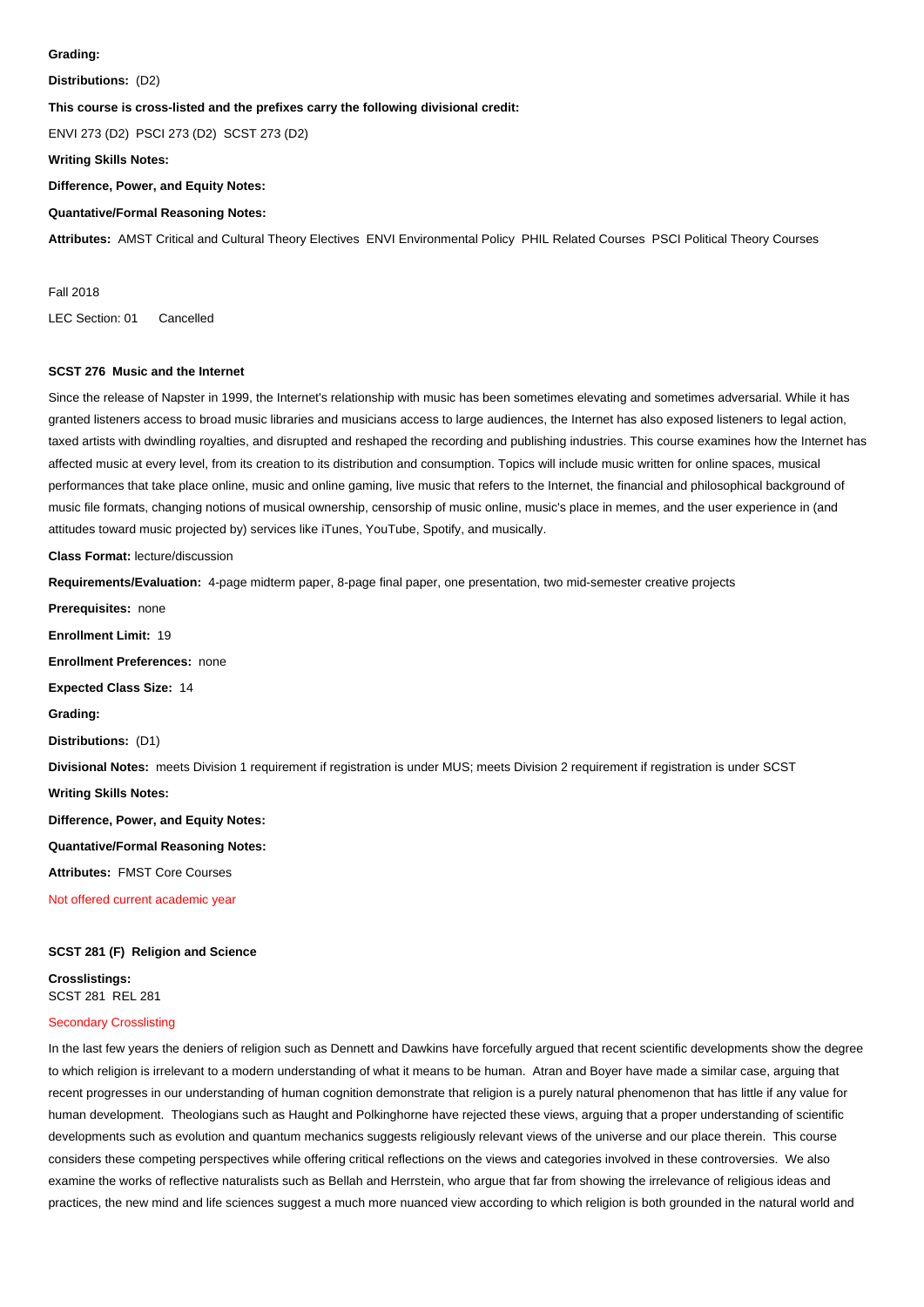**Grading:**

**Distributions:** (D2)

**This course is cross-listed and the prefixes carry the following divisional credit:**

ENVI 273 (D2) PSCI 273 (D2) SCST 273 (D2)

**Writing Skills Notes:**

**Difference, Power, and Equity Notes:**

**Quantative/Formal Reasoning Notes:**

**Attributes:** AMST Critical and Cultural Theory Electives ENVI Environmental Policy PHIL Related Courses PSCI Political Theory Courses

Fall 2018

LEC Section: 01 Cancelled

### SCST 276 Music and the Internet

Since the release of Napster in 1999, the Internet's relationship with music has been sometimes elevating and sometimes adversarial. While it has granted listeners access to broad music libraries and musicians access to large audiences, the Internet has also exposed listeners to legal action, taxed artists with dwindling royalties, and disrupted and reshaped the recording and publishing industries. This course examines how the Internet has affected music at every level, from its creation to its distribution and consumption. Topics will include music written for online spaces, musical performances that take place online, music and online gaming, live music that refers to the Internet, the financial and philosophical background of music file formats, changing notions of musical ownership, censorship of music online, music's place in memes, and the user experience in (and attitudes toward music projected by) services like iTunes, YouTube, Spotify, and musically.

**Class Format:** lecture/discussion

**Requirements/Evaluation:** 4-page midterm paper, 8-page final paper, one presentation, two mid-semester creative projects

**Prerequisites:** none

**Enrollment Limit:** 19

**Enrollment Preferences:** none

**Expected Class Size:** 14

**Grading:**

**Distributions:** (D1)

**Divisional Notes:** meets Division 1 requirement if registration is under MUS; meets Division 2 requirement if registration is under SCST

**Writing Skills Notes:**

**Difference, Power, and Equity Notes:**

**Quantative/Formal Reasoning Notes:**

**Attributes:** FMST Core Courses

Not offered current academic year

### SCST 281 (F) Religion and Science

**Crosslistings:**
SCST 281 REL 281

Secondary Crosslisting

In the last few years the deniers of religion such as Dennett and Dawkins have forcefully argued that recent scientific developments show the degree to which religion is irrelevant to a modern understanding of what it means to be human. Atran and Boyer have made a similar case, arguing that recent progresses in our understanding of human cognition demonstrate that religion is a purely natural phenomenon that has little if any value for human development. Theologians such as Haught and Polkinghorne have rejected these views, arguing that a proper understanding of scientific developments such as evolution and quantum mechanics suggests religiously relevant views of the universe and our place therein. This course considers these competing perspectives while offering critical reflections on the views and categories involved in these controversies. We also examine the works of reflective naturalists such as Bellah and Herrstein, who argue that far from showing the irrelevance of religious ideas and practices, the new mind and life sciences suggest a much more nuanced view according to which religion is both grounded in the natural world and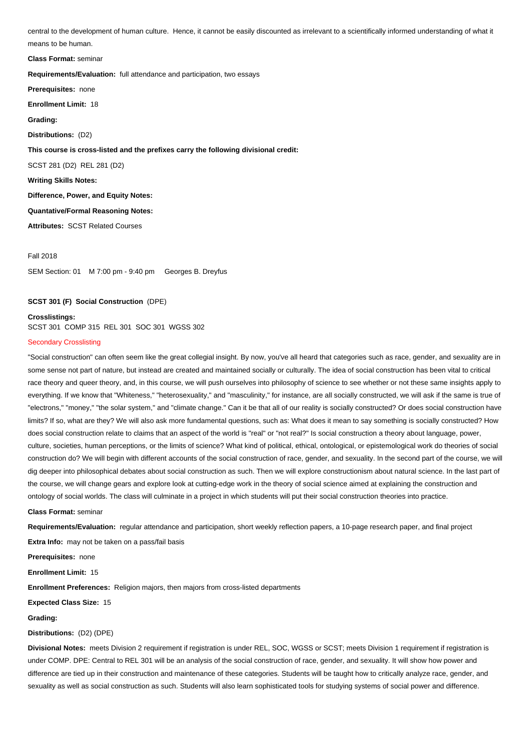central to the development of human culture. Hence, it cannot be easily discounted as irrelevant to a scientifically informed understanding of what it means to be human.

**Class Format:** seminar

**Requirements/Evaluation:** full attendance and participation, two essays

**Prerequisites:** none

**Enrollment Limit:** 18

**Grading:**

**Distributions:** (D2)

**This course is cross-listed and the prefixes carry the following divisional credit:**

SCST 281 (D2) REL 281 (D2)

**Writing Skills Notes:**

**Difference, Power, and Equity Notes:**

**Quantative/Formal Reasoning Notes:**

**Attributes:** SCST Related Courses

Fall 2018

SEM Section: 01 M 7:00 pm - 9:40 pm Georges B. Dreyfus

**SCST 301 (F) Social Construction** (DPE)

**Crosslistings:**
SCST 301 COMP 315 REL 301 SOC 301 WGSS 302

Secondary Crosslisting

"Social construction" can often seem like the great collegial insight. By now, you've all heard that categories such as race, gender, and sexuality are in some sense not part of nature, but instead are created and maintained socially or culturally. The idea of social construction has been vital to critical race theory and queer theory, and, in this course, we will push ourselves into philosophy of science to see whether or not these same insights apply to everything. If we know that "Whiteness," "heterosexuality," and "masculinity," for instance, are all socially constructed, we will ask if the same is true of "electrons," "money," "the solar system," and "climate change." Can it be that all of our reality is socially constructed? Or does social construction have limits? If so, what are they? We will also ask more fundamental questions, such as: What does it mean to say something is socially constructed? How does social construction relate to claims that an aspect of the world is "real" or "not real?" Is social construction a theory about language, power, culture, societies, human perceptions, or the limits of science? What kind of political, ethical, ontological, or epistemological work do theories of social construction do? We will begin with different accounts of the social construction of race, gender, and sexuality. In the second part of the course, we will dig deeper into philosophical debates about social construction as such. Then we will explore constructionism about natural science. In the last part of the course, we will change gears and explore look at cutting-edge work in the theory of social science aimed at explaining the construction and ontology of social worlds. The class will culminate in a project in which students will put their social construction theories into practice.

**Class Format:** seminar

**Requirements/Evaluation:** regular attendance and participation, short weekly reflection papers, a 10-page research paper, and final project

**Extra Info:** may not be taken on a pass/fail basis

**Prerequisites:** none

**Enrollment Limit:** 15

**Enrollment Preferences:** Religion majors, then majors from cross-listed departments

**Expected Class Size:** 15

**Grading:**

**Distributions:** (D2) (DPE)

**Divisional Notes:** meets Division 2 requirement if registration is under REL, SOC, WGSS or SCST; meets Division 1 requirement if registration is under COMP. DPE: Central to REL 301 will be an analysis of the social construction of race, gender, and sexuality. It will show how power and difference are tied up in their construction and maintenance of these categories. Students will be taught how to critically analyze race, gender, and sexuality as well as social construction as such. Students will also learn sophisticated tools for studying systems of social power and difference.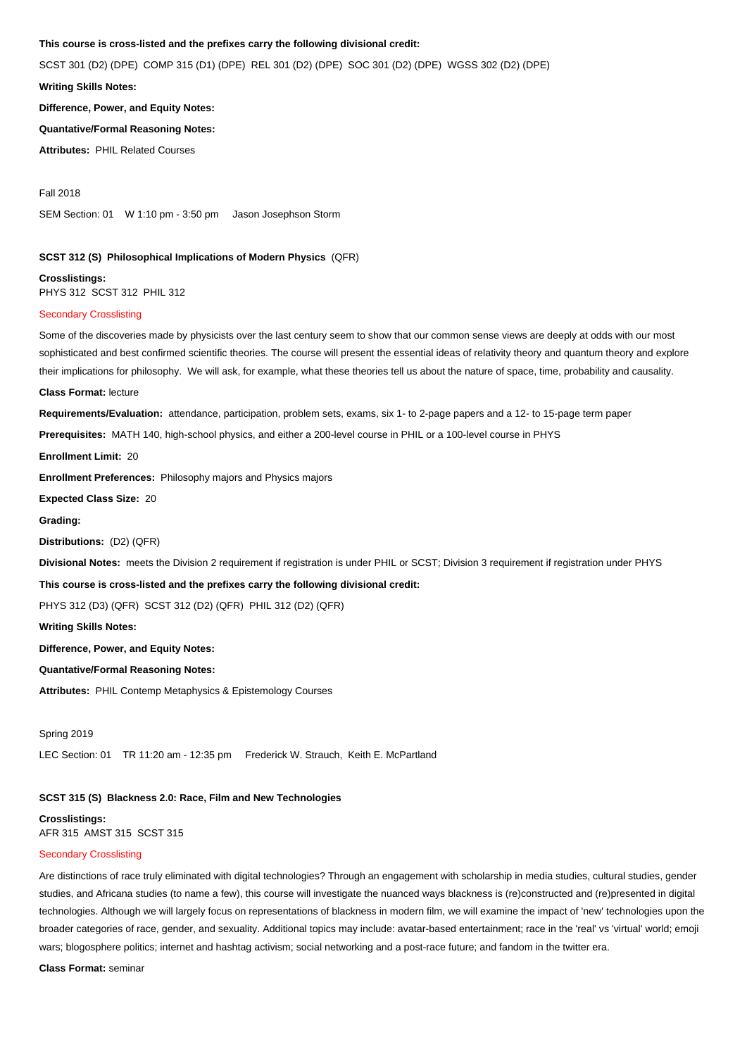**This course is cross-listed and the prefixes carry the following divisional credit:**

SCST 301 (D2) (DPE) COMP 315 (D1) (DPE) REL 301 (D2) (DPE) SOC 301 (D2) (DPE) WGSS 302 (D2) (DPE)

**Writing Skills Notes:**

**Difference, Power, and Equity Notes:**

**Quantative/Formal Reasoning Notes:**

**Attributes:** PHIL Related Courses

Fall 2018

SEM Section: 01 W 1:10 pm - 3:50 pm Jason Josephson Storm

### SCST 312 (S) Philosophical Implications of Modern Physics (QFR)

**Crosslistings:**
PHYS 312 SCST 312 PHIL 312

Secondary Crosslisting

Some of the discoveries made by physicists over the last century seem to show that our common sense views are deeply at odds with our most sophisticated and best confirmed scientific theories. The course will present the essential ideas of relativity theory and quantum theory and explore their implications for philosophy. We will ask, for example, what these theories tell us about the nature of space, time, probability and causality.

**Class Format:** lecture

**Requirements/Evaluation:** attendance, participation, problem sets, exams, six 1- to 2-page papers and a 12- to 15-page term paper

**Prerequisites:** MATH 140, high-school physics, and either a 200-level course in PHIL or a 100-level course in PHYS

**Enrollment Limit:** 20

**Enrollment Preferences:** Philosophy majors and Physics majors

**Expected Class Size:** 20

**Grading:**

**Distributions:** (D2) (QFR)

**Divisional Notes:** meets the Division 2 requirement if registration is under PHIL or SCST; Division 3 requirement if registration under PHYS

**This course is cross-listed and the prefixes carry the following divisional credit:**

PHYS 312 (D3) (QFR) SCST 312 (D2) (QFR) PHIL 312 (D2) (QFR)

**Writing Skills Notes:**

**Difference, Power, and Equity Notes:**

**Quantative/Formal Reasoning Notes:**

**Attributes:** PHIL Contemp Metaphysics & Epistemology Courses

Spring 2019

LEC Section: 01 TR 11:20 am - 12:35 pm Frederick W. Strauch, Keith E. McPartland

### SCST 315 (S) Blackness 2.0: Race, Film and New Technologies

**Crosslistings:**
AFR 315 AMST 315 SCST 315

Secondary Crosslisting

Are distinctions of race truly eliminated with digital technologies? Through an engagement with scholarship in media studies, cultural studies, gender studies, and Africana studies (to name a few), this course will investigate the nuanced ways blackness is (re)constructed and (re)presented in digital technologies. Although we will largely focus on representations of blackness in modern film, we will examine the impact of 'new' technologies upon the broader categories of race, gender, and sexuality. Additional topics may include: avatar-based entertainment; race in the 'real' vs 'virtual' world; emoji wars; blogosphere politics; internet and hashtag activism; social networking and a post-race future; and fandom in the twitter era.

**Class Format:** seminar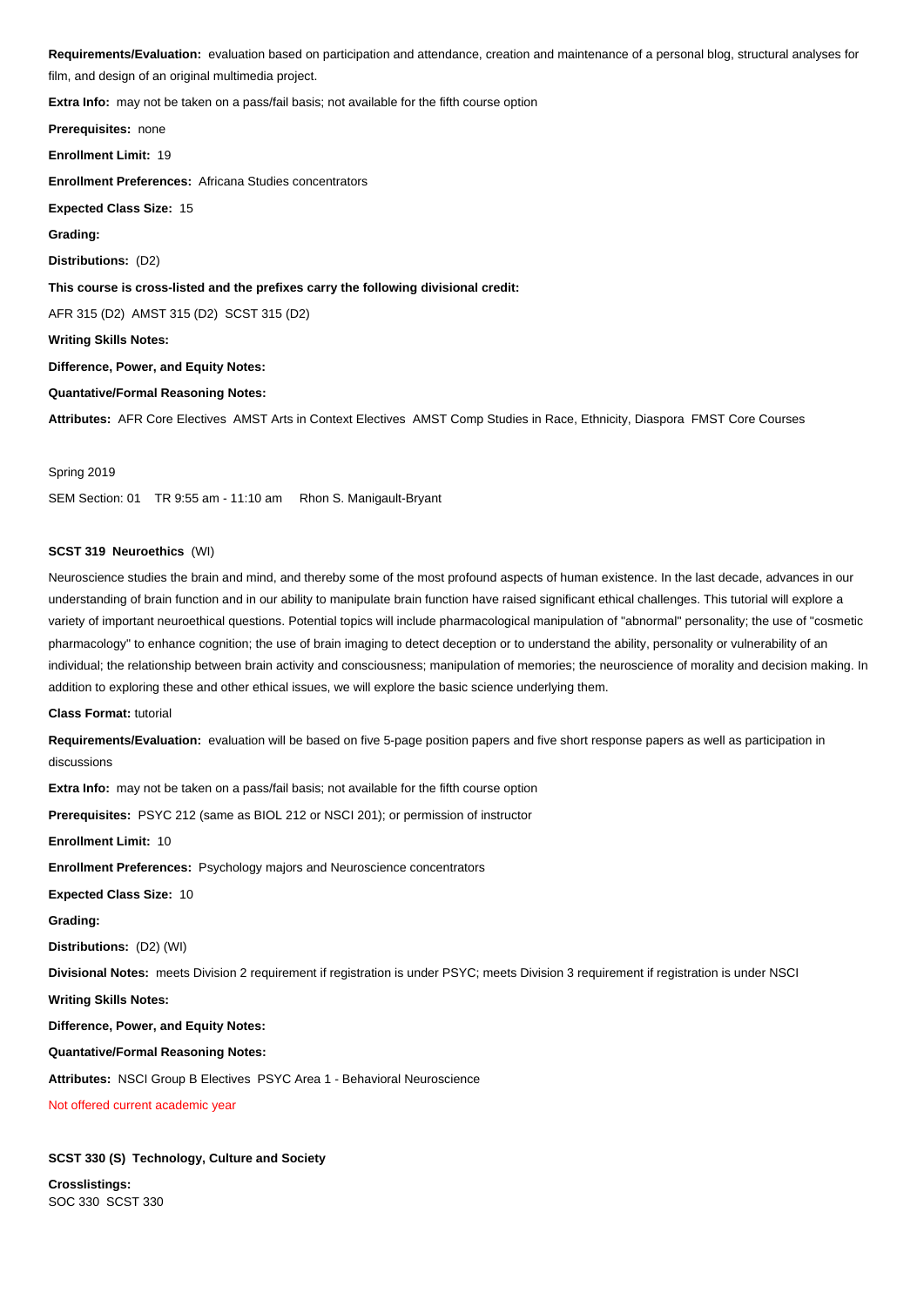**Requirements/Evaluation:** evaluation based on participation and attendance, creation and maintenance of a personal blog, structural analyses for film, and design of an original multimedia project.

**Extra Info:** may not be taken on a pass/fail basis; not available for the fifth course option

**Prerequisites:** none

**Enrollment Limit:** 19

**Enrollment Preferences:** Africana Studies concentrators

**Expected Class Size:** 15

**Grading:**

**Distributions:** (D2)

**This course is cross-listed and the prefixes carry the following divisional credit:**

AFR 315 (D2) AMST 315 (D2) SCST 315 (D2)

**Writing Skills Notes:**

**Difference, Power, and Equity Notes:**

**Quantative/Formal Reasoning Notes:**

**Attributes:** AFR Core Electives AMST Arts in Context Electives AMST Comp Studies in Race, Ethnicity, Diaspora FMST Core Courses

Spring 2019

SEM Section: 01 TR 9:55 am - 11:10 am Rhon S. Manigault-Bryant

**SCST 319 Neuroethics** (WI)

Neuroscience studies the brain and mind, and thereby some of the most profound aspects of human existence. In the last decade, advances in our understanding of brain function and in our ability to manipulate brain function have raised significant ethical challenges. This tutorial will explore a variety of important neuroethical questions. Potential topics will include pharmacological manipulation of "abnormal" personality; the use of "cosmetic pharmacology" to enhance cognition; the use of brain imaging to detect deception or to understand the ability, personality or vulnerability of an individual; the relationship between brain activity and consciousness; manipulation of memories; the neuroscience of morality and decision making. In addition to exploring these and other ethical issues, we will explore the basic science underlying them.

**Class Format:** tutorial

**Requirements/Evaluation:** evaluation will be based on five 5-page position papers and five short response papers as well as participation in discussions

**Extra Info:** may not be taken on a pass/fail basis; not available for the fifth course option

**Prerequisites:** PSYC 212 (same as BIOL 212 or NSCI 201); or permission of instructor

**Enrollment Limit:** 10

**Enrollment Preferences:** Psychology majors and Neuroscience concentrators

**Expected Class Size:** 10

**Grading:**

**Distributions:** (D2) (WI)

**Divisional Notes:** meets Division 2 requirement if registration is under PSYC; meets Division 3 requirement if registration is under NSCI

**Writing Skills Notes:**

**Difference, Power, and Equity Notes:**

**Quantative/Formal Reasoning Notes:**

**Attributes:** NSCI Group B Electives PSYC Area 1 - Behavioral Neuroscience

Not offered current academic year

**SCST 330 (S) Technology, Culture and Society**

**Crosslistings:**
SOC 330 SCST 330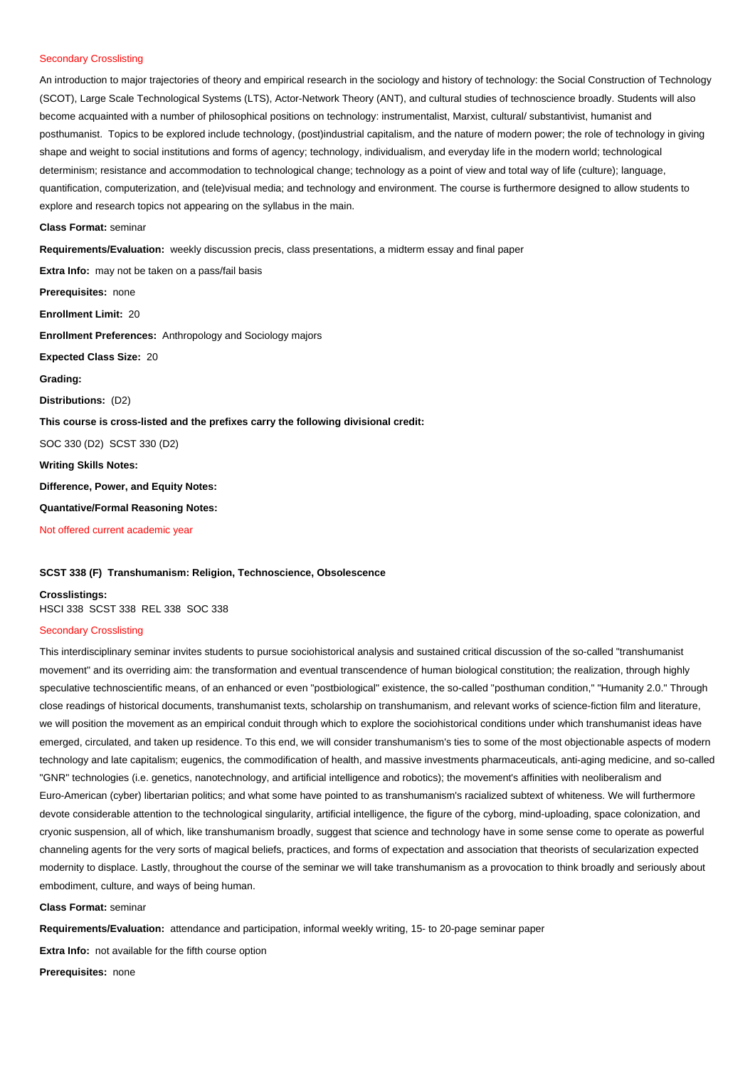Secondary Crosslisting

An introduction to major trajectories of theory and empirical research in the sociology and history of technology: the Social Construction of Technology (SCOT), Large Scale Technological Systems (LTS), Actor-Network Theory (ANT), and cultural studies of technoscience broadly. Students will also become acquainted with a number of philosophical positions on technology: instrumentalist, Marxist, cultural/ substantivist, humanist and posthumanist. Topics to be explored include technology, (post)industrial capitalism, and the nature of modern power; the role of technology in giving shape and weight to social institutions and forms of agency; technology, individualism, and everyday life in the modern world; technological determinism; resistance and accommodation to technological change; technology as a point of view and total way of life (culture); language, quantification, computerization, and (tele)visual media; and technology and environment. The course is furthermore designed to allow students to explore and research topics not appearing on the syllabus in the main.

**Class Format:** seminar

**Requirements/Evaluation:** weekly discussion precis, class presentations, a midterm essay and final paper

**Extra Info:** may not be taken on a pass/fail basis

**Prerequisites:** none

**Enrollment Limit:** 20

**Enrollment Preferences:** Anthropology and Sociology majors

**Expected Class Size:** 20

**Grading:**

**Distributions:** (D2)

**This course is cross-listed and the prefixes carry the following divisional credit:**

SOC 330 (D2) SCST 330 (D2)

**Writing Skills Notes:**

**Difference, Power, and Equity Notes:**

**Quantative/Formal Reasoning Notes:**

Not offered current academic year

**SCST 338 (F) Transhumanism: Religion, Technoscience, Obsolescence**

**Crosslistings:**
HSCI 338 SCST 338 REL 338 SOC 338

Secondary Crosslisting

This interdisciplinary seminar invites students to pursue sociohistorical analysis and sustained critical discussion of the so-called "transhumanist movement" and its overriding aim: the transformation and eventual transcendence of human biological constitution; the realization, through highly speculative technoscientific means, of an enhanced or even "postbiological" existence, the so-called "posthuman condition," "Humanity 2.0." Through close readings of historical documents, transhumanist texts, scholarship on transhumanism, and relevant works of science-fiction film and literature, we will position the movement as an empirical conduit through which to explore the sociohistorical conditions under which transhumanist ideas have emerged, circulated, and taken up residence. To this end, we will consider transhumanism's ties to some of the most objectionable aspects of modern technology and late capitalism; eugenics, the commodification of health, and massive investments pharmaceuticals, anti-aging medicine, and so-called "GNR" technologies (i.e. genetics, nanotechnology, and artificial intelligence and robotics); the movement's affinities with neoliberalism and Euro-American (cyber) libertarian politics; and what some have pointed to as transhumanism's racialized subtext of whiteness. We will furthermore devote considerable attention to the technological singularity, artificial intelligence, the figure of the cyborg, mind-uploading, space colonization, and cryonic suspension, all of which, like transhumanism broadly, suggest that science and technology have in some sense come to operate as powerful channeling agents for the very sorts of magical beliefs, practices, and forms of expectation and association that theorists of secularization expected modernity to displace. Lastly, throughout the course of the seminar we will take transhumanism as a provocation to think broadly and seriously about embodiment, culture, and ways of being human.

**Class Format:** seminar

**Requirements/Evaluation:** attendance and participation, informal weekly writing, 15- to 20-page seminar paper

**Extra Info:** not available for the fifth course option

**Prerequisites:** none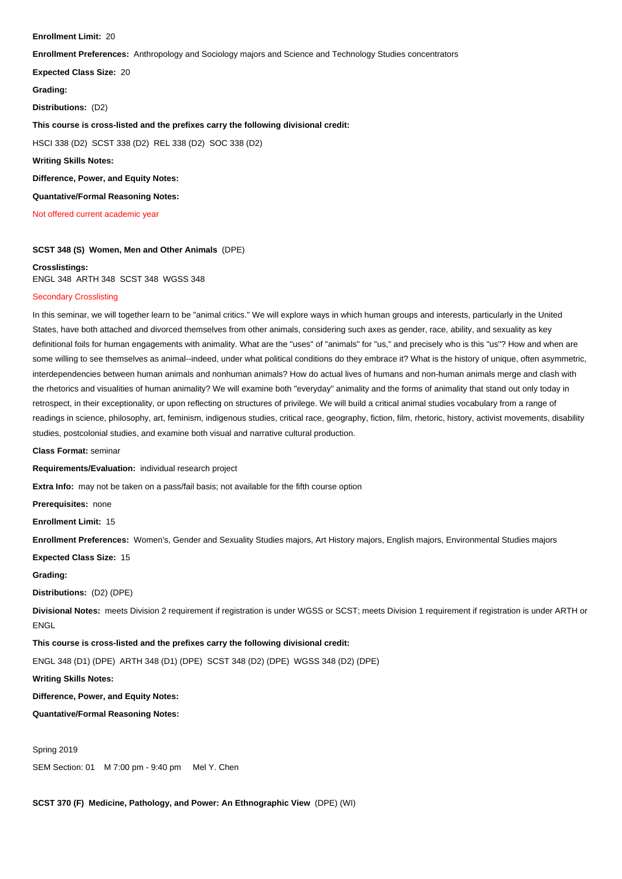**Enrollment Limit:** 20

**Enrollment Preferences:** Anthropology and Sociology majors and Science and Technology Studies concentrators

**Expected Class Size:** 20

**Grading:**

**Distributions:** (D2)

**This course is cross-listed and the prefixes carry the following divisional credit:**

HSCI 338 (D2) SCST 338 (D2) REL 338 (D2) SOC 338 (D2)

**Writing Skills Notes:**

**Difference, Power, and Equity Notes:**

**Quantative/Formal Reasoning Notes:**

Not offered current academic year

### SCST 348 (S) Women, Men and Other Animals (DPE)

**Crosslistings:**
ENGL 348 ARTH 348 SCST 348 WGSS 348

Secondary Crosslisting

In this seminar, we will together learn to be "animal critics." We will explore ways in which human groups and interests, particularly in the United States, have both attached and divorced themselves from other animals, considering such axes as gender, race, ability, and sexuality as key definitional foils for human engagements with animality. What are the "uses" of "animals" for "us," and precisely who is this "us"? How and when are some willing to see themselves as animal--indeed, under what political conditions do they embrace it? What is the history of unique, often asymmetric, interdependencies between human animals and nonhuman animals? How do actual lives of humans and non-human animals merge and clash with the rhetorics and visualities of human animality? We will examine both "everyday" animality and the forms of animality that stand out only today in retrospect, in their exceptionality, or upon reflecting on structures of privilege. We will build a critical animal studies vocabulary from a range of readings in science, philosophy, art, feminism, indigenous studies, critical race, geography, fiction, film, rhetoric, history, activist movements, disability studies, postcolonial studies, and examine both visual and narrative cultural production.

**Class Format:** seminar

**Requirements/Evaluation:** individual research project

**Extra Info:** may not be taken on a pass/fail basis; not available for the fifth course option

**Prerequisites:** none

**Enrollment Limit:** 15

**Enrollment Preferences:** Women's, Gender and Sexuality Studies majors, Art History majors, English majors, Environmental Studies majors

**Expected Class Size:** 15

**Grading:**

**Distributions:** (D2) (DPE)

**Divisional Notes:** meets Division 2 requirement if registration is under WGSS or SCST; meets Division 1 requirement if registration is under ARTH or ENGL

**This course is cross-listed and the prefixes carry the following divisional credit:**

ENGL 348 (D1) (DPE) ARTH 348 (D1) (DPE) SCST 348 (D2) (DPE) WGSS 348 (D2) (DPE)

**Writing Skills Notes:**

**Difference, Power, and Equity Notes:**

**Quantative/Formal Reasoning Notes:**

Spring 2019

SEM Section: 01 M 7:00 pm - 9:40 pm Mel Y. Chen

### SCST 370 (F) Medicine, Pathology, and Power: An Ethnographic View (DPE) (WI)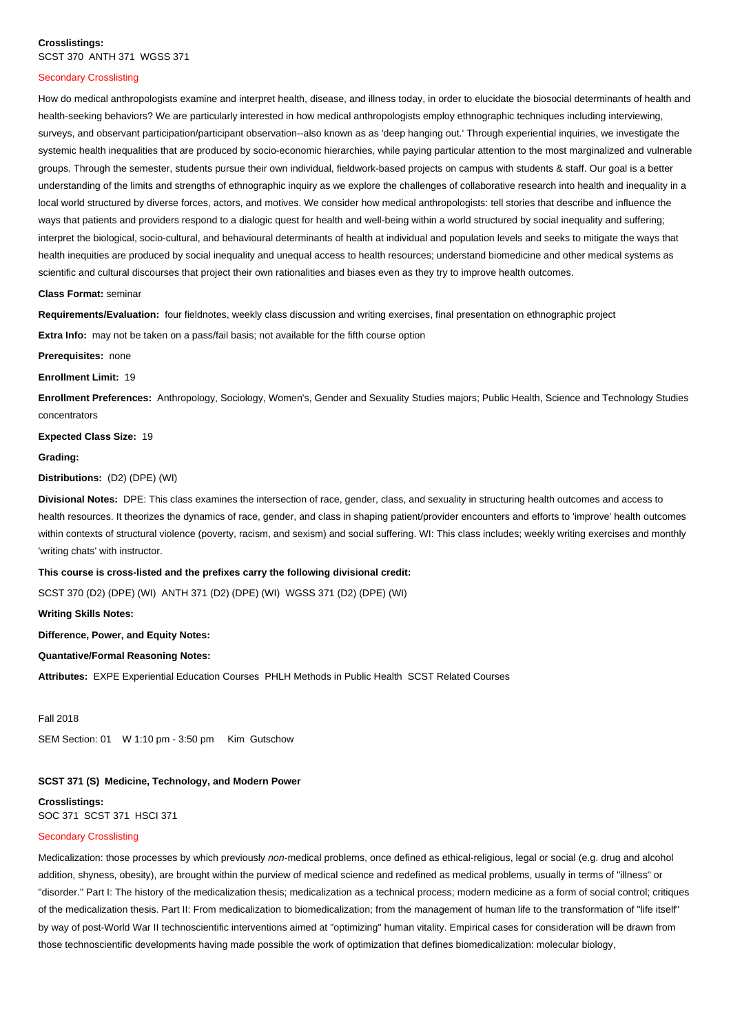**Crosslistings:**
SCST 370  ANTH 371  WGSS 371

Secondary Crosslisting

How do medical anthropologists examine and interpret health, disease, and illness today, in order to elucidate the biosocial determinants of health and health-seeking behaviors? We are particularly interested in how medical anthropologists employ ethnographic techniques including interviewing, surveys, and observant participation/participant observation--also known as as 'deep hanging out.' Through experiential inquiries, we investigate the systemic health inequalities that are produced by socio-economic hierarchies, while paying particular attention to the most marginalized and vulnerable groups. Through the semester, students pursue their own individual, fieldwork-based projects on campus with students & staff. Our goal is a better understanding of the limits and strengths of ethnographic inquiry as we explore the challenges of collaborative research into health and inequality in a local world structured by diverse forces, actors, and motives. We consider how medical anthropologists: tell stories that describe and influence the ways that patients and providers respond to a dialogic quest for health and well-being within a world structured by social inequality and suffering; interpret the biological, socio-cultural, and behavioural determinants of health at individual and population levels and seeks to mitigate the ways that health inequities are produced by social inequality and unequal access to health resources; understand biomedicine and other medical systems as scientific and cultural discourses that project their own rationalities and biases even as they try to improve health outcomes.

**Class Format:** seminar

**Requirements/Evaluation:** four fieldnotes, weekly class discussion and writing exercises, final presentation on ethnographic project

**Extra Info:** may not be taken on a pass/fail basis; not available for the fifth course option

**Prerequisites:** none

**Enrollment Limit:** 19

**Enrollment Preferences:** Anthropology, Sociology, Women's, Gender and Sexuality Studies majors; Public Health, Science and Technology Studies concentrators

**Expected Class Size:** 19

**Grading:**

**Distributions:** (D2) (DPE) (WI)

**Divisional Notes:** DPE: This class examines the intersection of race, gender, class, and sexuality in structuring health outcomes and access to health resources. It theorizes the dynamics of race, gender, and class in shaping patient/provider encounters and efforts to 'improve' health outcomes within contexts of structural violence (poverty, racism, and sexism) and social suffering. WI: This class includes; weekly writing exercises and monthly 'writing chats' with instructor.

**This course is cross-listed and the prefixes carry the following divisional credit:**

SCST 370 (D2) (DPE) (WI)  ANTH 371 (D2) (DPE) (WI)  WGSS 371 (D2) (DPE) (WI)

**Writing Skills Notes:**

**Difference, Power, and Equity Notes:**

**Quantative/Formal Reasoning Notes:**

**Attributes:** EXPE Experiential Education Courses  PHLH Methods in Public Health  SCST Related Courses

Fall 2018

SEM Section: 01    W 1:10 pm - 3:50 pm    Kim  Gutschow

**SCST 371 (S)  Medicine, Technology, and Modern Power**

**Crosslistings:**
SOC 371  SCST 371  HSCI 371

Secondary Crosslisting

Medicalization: those processes by which previously *non*-medical problems, once defined as ethical-religious, legal or social (e.g. drug and alcohol addition, shyness, obesity), are brought within the purview of medical science and redefined as medical problems, usually in terms of "illness" or "disorder." Part I: The history of the medicalization thesis; medicalization as a technical process; modern medicine as a form of social control; critiques of the medicalization thesis. Part II: From medicalization to biomedicalization; from the management of human life to the transformation of "life itself" by way of post-World War II technoscientific interventions aimed at "optimizing" human vitality. Empirical cases for consideration will be drawn from those technoscientific developments having made possible the work of optimization that defines biomedicalization: molecular biology,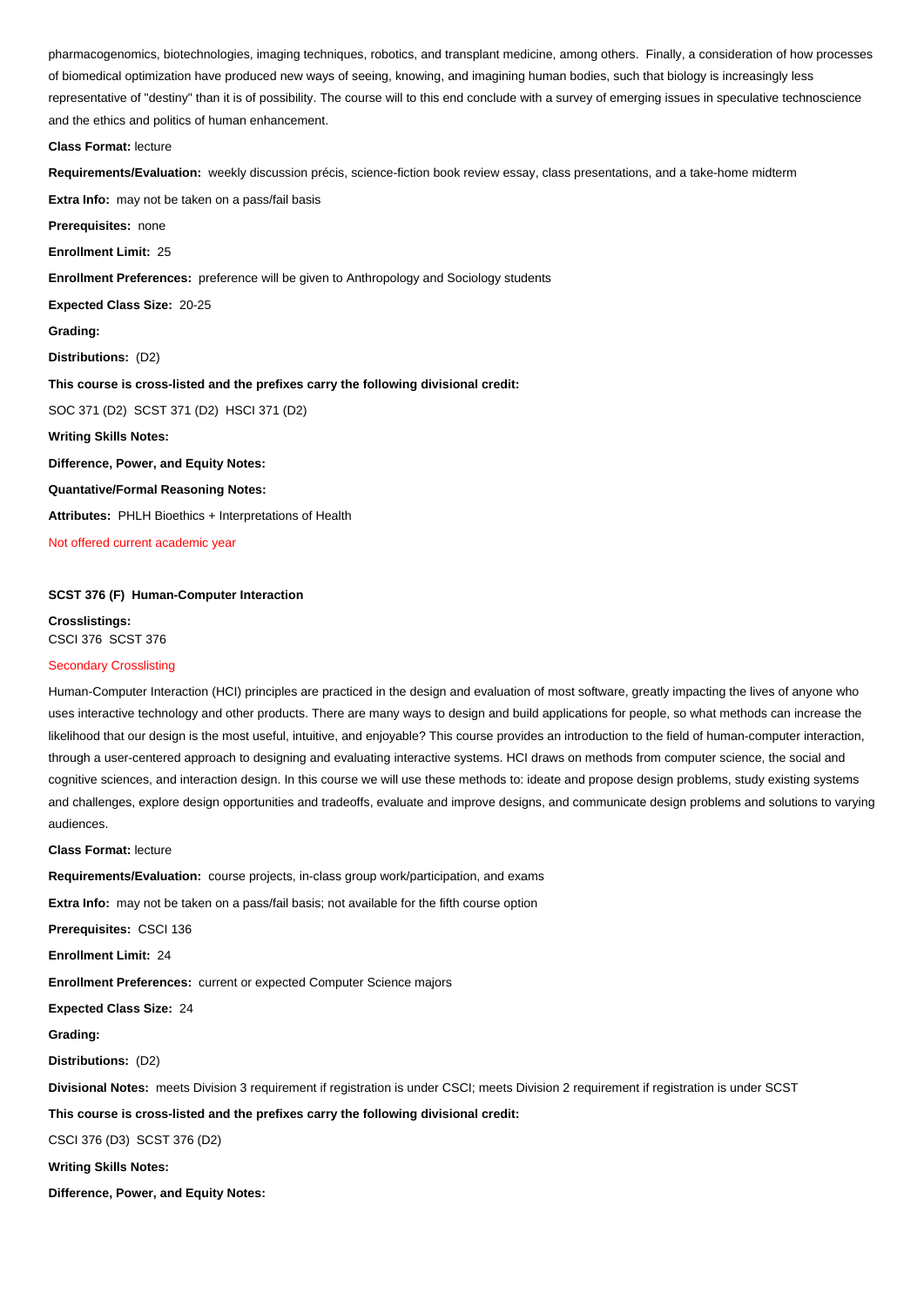pharmacogenomics, biotechnologies, imaging techniques, robotics, and transplant medicine, among others. Finally, a consideration of how processes of biomedical optimization have produced new ways of seeing, knowing, and imagining human bodies, such that biology is increasingly less representative of "destiny" than it is of possibility. The course will to this end conclude with a survey of emerging issues in speculative technoscience and the ethics and politics of human enhancement.

**Class Format:** lecture

**Requirements/Evaluation:** weekly discussion précis, science-fiction book review essay, class presentations, and a take-home midterm

**Extra Info:** may not be taken on a pass/fail basis

**Prerequisites:** none

**Enrollment Limit:** 25

**Enrollment Preferences:** preference will be given to Anthropology and Sociology students

**Expected Class Size:** 20-25

**Grading:**

**Distributions:** (D2)

**This course is cross-listed and the prefixes carry the following divisional credit:**

SOC 371 (D2) SCST 371 (D2) HSCI 371 (D2)

**Writing Skills Notes:**

**Difference, Power, and Equity Notes:**

**Quantative/Formal Reasoning Notes:**

**Attributes:** PHLH Bioethics + Interpretations of Health

Not offered current academic year

**SCST 376 (F) Human-Computer Interaction**

**Crosslistings:**
CSCI 376 SCST 376

Secondary Crosslisting

Human-Computer Interaction (HCI) principles are practiced in the design and evaluation of most software, greatly impacting the lives of anyone who uses interactive technology and other products. There are many ways to design and build applications for people, so what methods can increase the likelihood that our design is the most useful, intuitive, and enjoyable? This course provides an introduction to the field of human-computer interaction, through a user-centered approach to designing and evaluating interactive systems. HCI draws on methods from computer science, the social and cognitive sciences, and interaction design. In this course we will use these methods to: ideate and propose design problems, study existing systems and challenges, explore design opportunities and tradeoffs, evaluate and improve designs, and communicate design problems and solutions to varying audiences.

**Class Format:** lecture

**Requirements/Evaluation:** course projects, in-class group work/participation, and exams

**Extra Info:** may not be taken on a pass/fail basis; not available for the fifth course option

**Prerequisites:** CSCI 136

**Enrollment Limit:** 24

**Enrollment Preferences:** current or expected Computer Science majors

**Expected Class Size:** 24

**Grading:**

**Distributions:** (D2)

**Divisional Notes:** meets Division 3 requirement if registration is under CSCI; meets Division 2 requirement if registration is under SCST

**This course is cross-listed and the prefixes carry the following divisional credit:**

CSCI 376 (D3) SCST 376 (D2)

**Writing Skills Notes:**

**Difference, Power, and Equity Notes:**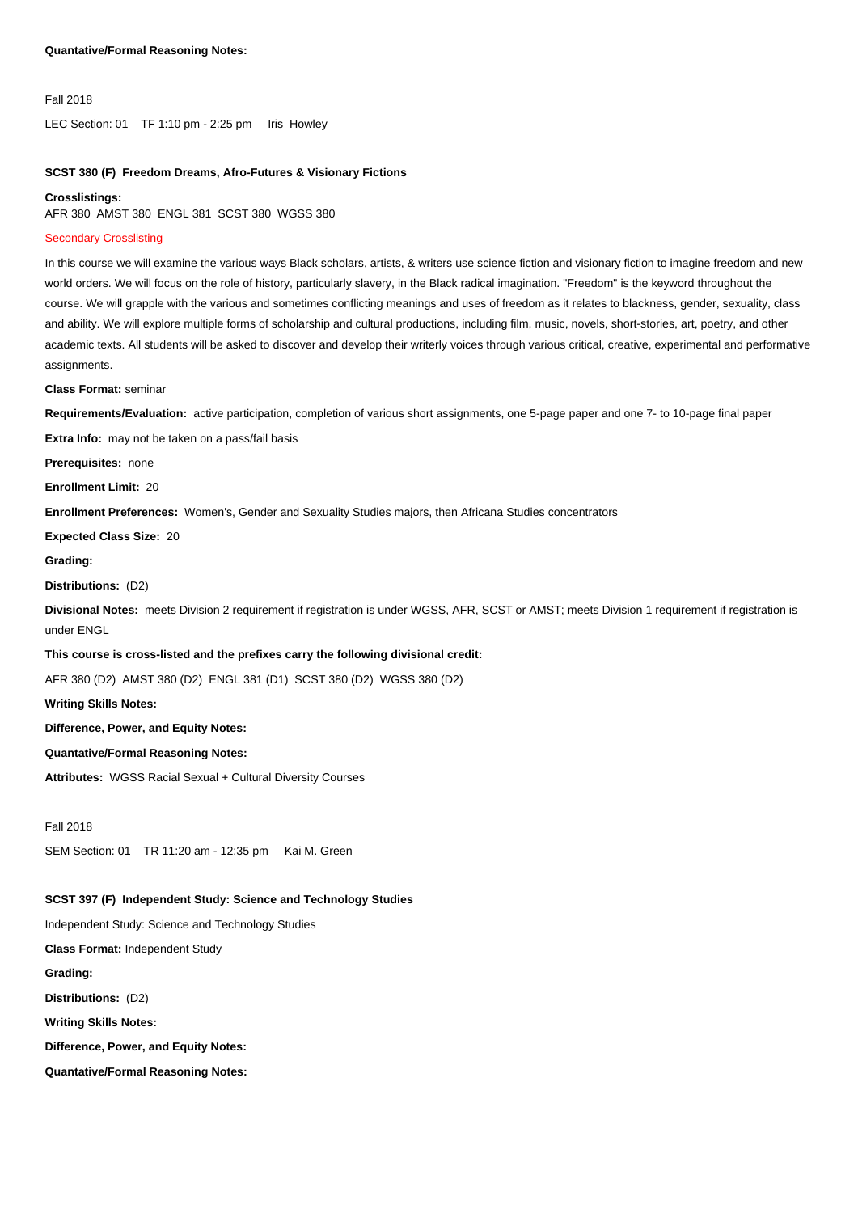**Quantative/Formal Reasoning Notes:**

Fall 2018

LEC Section: 01 TF 1:10 pm - 2:25 pm Iris Howley

### SCST 380 (F) Freedom Dreams, Afro-Futures & Visionary Fictions

**Crosslistings:**
AFR 380 AMST 380 ENGL 381 SCST 380 WGSS 380

Secondary Crosslisting

In this course we will examine the various ways Black scholars, artists, & writers use science fiction and visionary fiction to imagine freedom and new world orders. We will focus on the role of history, particularly slavery, in the Black radical imagination. "Freedom" is the keyword throughout the course. We will grapple with the various and sometimes conflicting meanings and uses of freedom as it relates to blackness, gender, sexuality, class and ability. We will explore multiple forms of scholarship and cultural productions, including film, music, novels, short-stories, art, poetry, and other academic texts. All students will be asked to discover and develop their writerly voices through various critical, creative, experimental and performative assignments.

**Class Format:** seminar

**Requirements/Evaluation:** active participation, completion of various short assignments, one 5-page paper and one 7- to 10-page final paper

**Extra Info:** may not be taken on a pass/fail basis

**Prerequisites:** none

**Enrollment Limit:** 20

**Enrollment Preferences:** Women's, Gender and Sexuality Studies majors, then Africana Studies concentrators

**Expected Class Size:** 20

**Grading:**

**Distributions:** (D2)

**Divisional Notes:** meets Division 2 requirement if registration is under WGSS, AFR, SCST or AMST; meets Division 1 requirement if registration is under ENGL

**This course is cross-listed and the prefixes carry the following divisional credit:**

AFR 380 (D2) AMST 380 (D2) ENGL 381 (D1) SCST 380 (D2) WGSS 380 (D2)

**Writing Skills Notes:**

**Difference, Power, and Equity Notes:**

**Quantative/Formal Reasoning Notes:**

**Attributes:** WGSS Racial Sexual + Cultural Diversity Courses

Fall 2018

SEM Section: 01 TR 11:20 am - 12:35 pm Kai M. Green

### SCST 397 (F) Independent Study: Science and Technology Studies

Independent Study: Science and Technology Studies

**Class Format:** Independent Study

**Grading:**

**Distributions:** (D2)

**Writing Skills Notes:**

**Difference, Power, and Equity Notes:**

**Quantative/Formal Reasoning Notes:**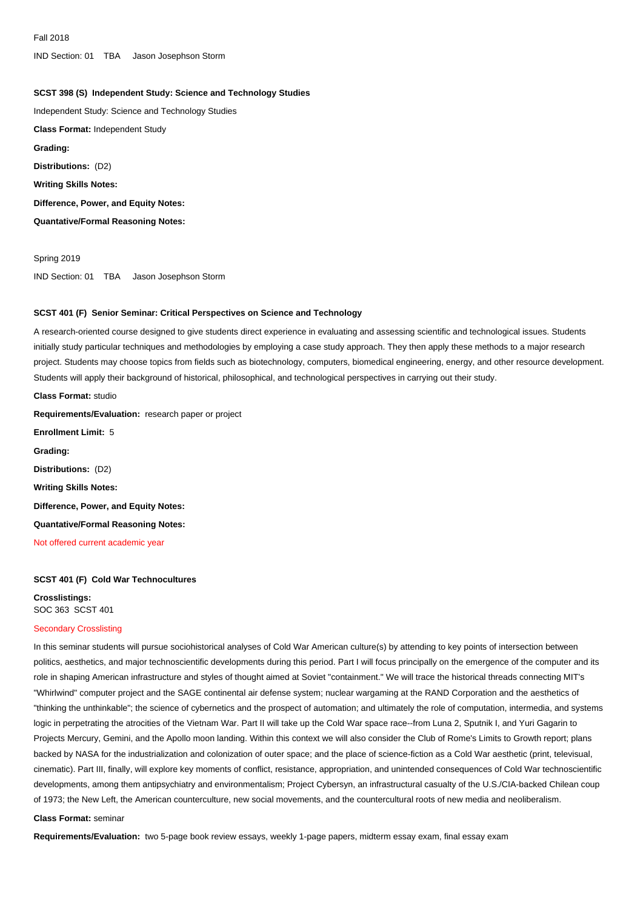Fall 2018

IND Section: 01 TBA Jason Josephson Storm

### SCST 398 (S) Independent Study: Science and Technology Studies

Independent Study: Science and Technology Studies

**Class Format:** Independent Study

**Grading:**

**Distributions:** (D2)

**Writing Skills Notes:**

**Difference, Power, and Equity Notes:**

**Quantative/Formal Reasoning Notes:**

Spring 2019

IND Section: 01 TBA Jason Josephson Storm

### SCST 401 (F) Senior Seminar: Critical Perspectives on Science and Technology

A research-oriented course designed to give students direct experience in evaluating and assessing scientific and technological issues. Students initially study particular techniques and methodologies by employing a case study approach. They then apply these methods to a major research project. Students may choose topics from fields such as biotechnology, computers, biomedical engineering, energy, and other resource development. Students will apply their background of historical, philosophical, and technological perspectives in carrying out their study.

**Class Format:** studio

**Requirements/Evaluation:** research paper or project

**Enrollment Limit:** 5

**Grading:**

**Distributions:** (D2)

**Writing Skills Notes:**

**Difference, Power, and Equity Notes:**

**Quantative/Formal Reasoning Notes:**

Not offered current academic year

### SCST 401 (F) Cold War Technocultures

**Crosslistings:**
SOC 363 SCST 401

Secondary Crosslisting

In this seminar students will pursue sociohistorical analyses of Cold War American culture(s) by attending to key points of intersection between politics, aesthetics, and major technoscientific developments during this period. Part I will focus principally on the emergence of the computer and its role in shaping American infrastructure and styles of thought aimed at Soviet "containment." We will trace the historical threads connecting MIT's "Whirlwind" computer project and the SAGE continental air defense system; nuclear wargaming at the RAND Corporation and the aesthetics of "thinking the unthinkable"; the science of cybernetics and the prospect of automation; and ultimately the role of computation, intermedia, and systems logic in perpetrating the atrocities of the Vietnam War. Part II will take up the Cold War space race--from Luna 2, Sputnik I, and Yuri Gagarin to Projects Mercury, Gemini, and the Apollo moon landing. Within this context we will also consider the Club of Rome's Limits to Growth report; plans backed by NASA for the industrialization and colonization of outer space; and the place of science-fiction as a Cold War aesthetic (print, televisual, cinematic). Part III, finally, will explore key moments of conflict, resistance, appropriation, and unintended consequences of Cold War technoscientific developments, among them antipsychiatry and environmentalism; Project Cybersyn, an infrastructural casualty of the U.S./CIA-backed Chilean coup of 1973; the New Left, the American counterculture, new social movements, and the countercultural roots of new media and neoliberalism.

**Class Format:** seminar

**Requirements/Evaluation:** two 5-page book review essays, weekly 1-page papers, midterm essay exam, final essay exam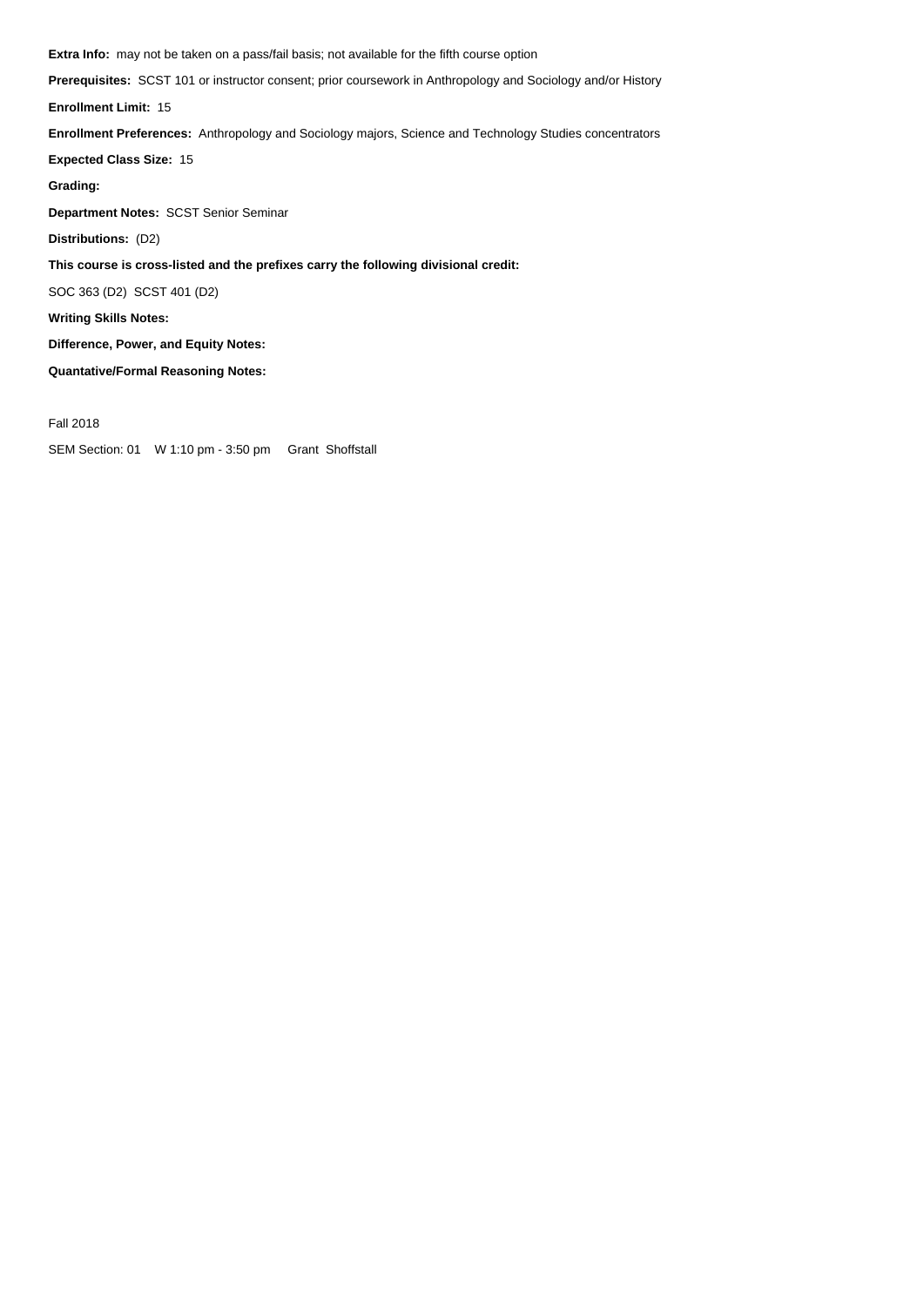**Extra Info:** may not be taken on a pass/fail basis; not available for the fifth course option

**Prerequisites:** SCST 101 or instructor consent; prior coursework in Anthropology and Sociology and/or History

**Enrollment Limit:** 15

**Enrollment Preferences:** Anthropology and Sociology majors, Science and Technology Studies concentrators

**Expected Class Size:** 15

**Grading:**

**Department Notes:** SCST Senior Seminar

**Distributions:** (D2)

**This course is cross-listed and the prefixes carry the following divisional credit:**

SOC 363 (D2) SCST 401 (D2)

**Writing Skills Notes:**

**Difference, Power, and Equity Notes:**

**Quantative/Formal Reasoning Notes:**

Fall 2018

SEM Section: 01 W 1:10 pm - 3:50 pm Grant Shoffstall